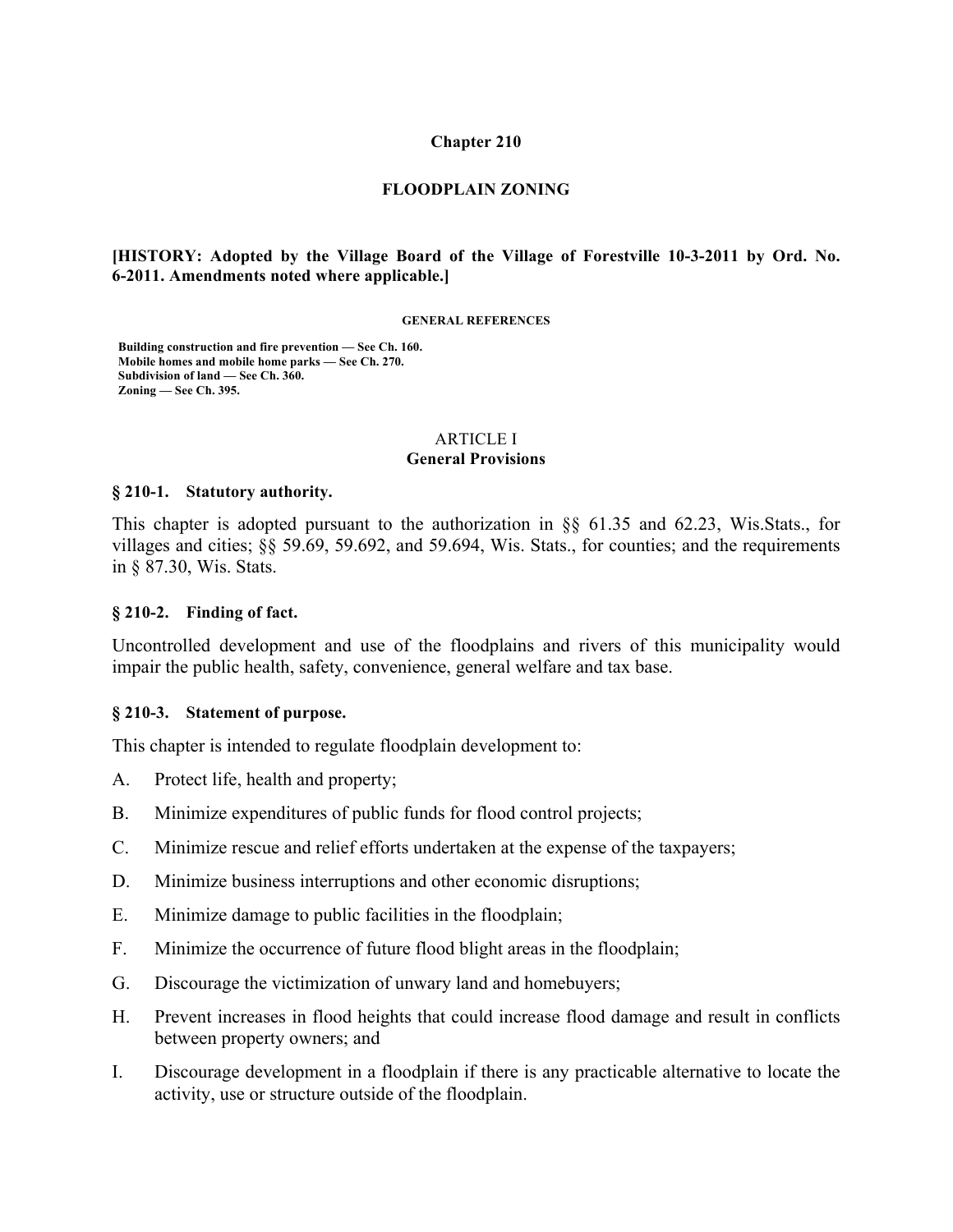# Chapter 210

## FLOODPLAIN ZONING

**[HISTORY: Adopted by the Village Board of the Village of Forestville 10-3-2011 by Ord. No. 6-2011. Amendments noted where applicable.]**

**GENERAL REFERENCES**

**Building construction and fire prevention — See Ch. 160.**
**Mobile homes and mobile home parks — See Ch. 270.**
**Subdivision of land — See Ch. 360.**
**Zoning — See Ch. 395.**

## ARTICLE I
## General Provisions

### § 210-1. Statutory authority.

This chapter is adopted pursuant to the authorization in §§ 61.35 and 62.23, Wis.Stats., for villages and cities; §§ 59.69, 59.692, and 59.694, Wis. Stats., for counties; and the requirements in § 87.30, Wis. Stats.

### § 210-2. Finding of fact.

Uncontrolled development and use of the floodplains and rivers of this municipality would impair the public health, safety, convenience, general welfare and tax base.

### § 210-3. Statement of purpose.

This chapter is intended to regulate floodplain development to:

A. Protect life, health and property;

B. Minimize expenditures of public funds for flood control projects;

C. Minimize rescue and relief efforts undertaken at the expense of the taxpayers;

D. Minimize business interruptions and other economic disruptions;

E. Minimize damage to public facilities in the floodplain;

F. Minimize the occurrence of future flood blight areas in the floodplain;

G. Discourage the victimization of unwary land and homebuyers;

H. Prevent increases in flood heights that could increase flood damage and result in conflicts between property owners; and

I. Discourage development in a floodplain if there is any practicable alternative to locate the activity, use or structure outside of the floodplain.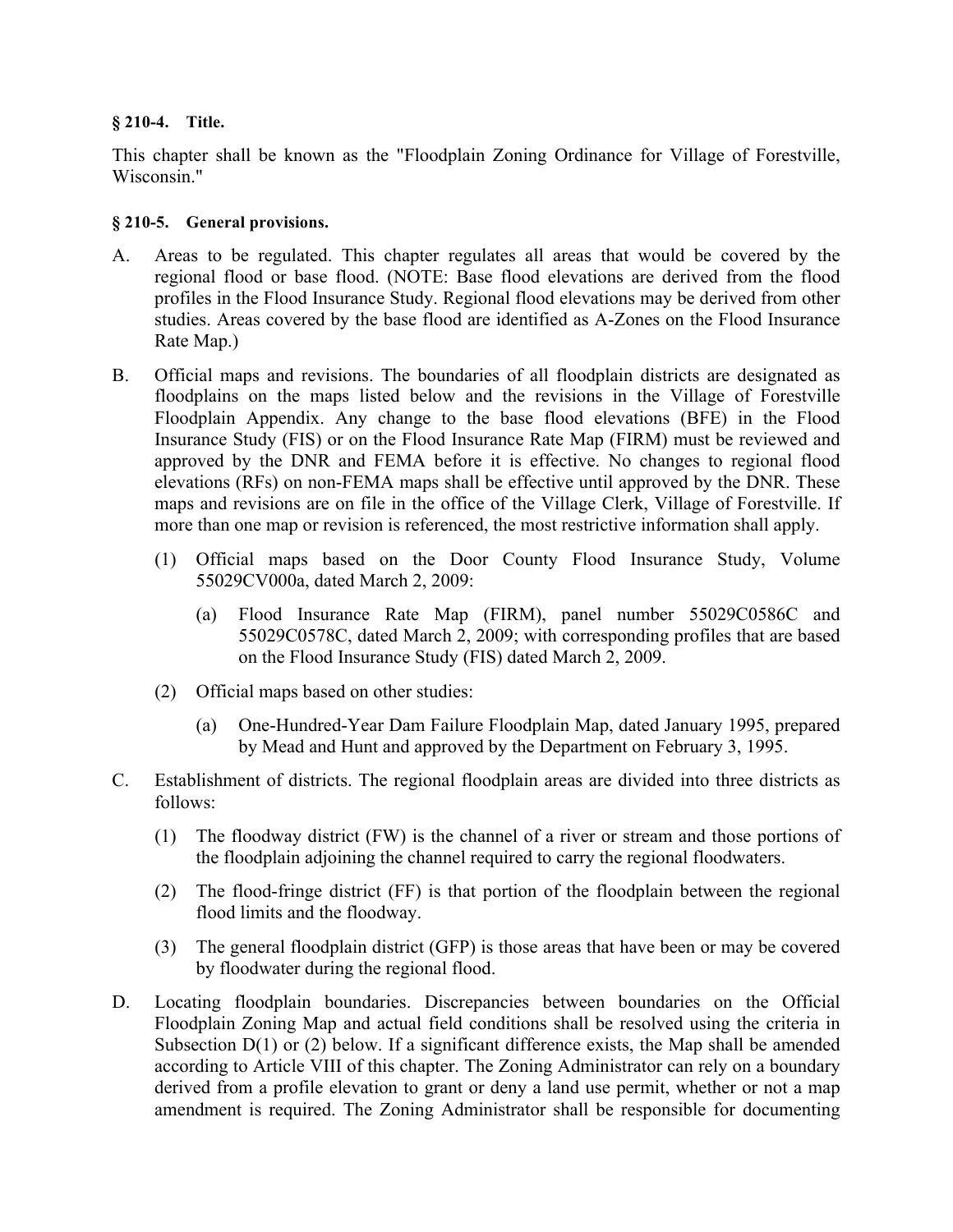**§ 210-4. Title.**

This chapter shall be known as the "Floodplain Zoning Ordinance for Village of Forestville, Wisconsin."

**§ 210-5. General provisions.**

A. Areas to be regulated. This chapter regulates all areas that would be covered by the regional flood or base flood. (NOTE: Base flood elevations are derived from the flood profiles in the Flood Insurance Study. Regional flood elevations may be derived from other studies. Areas covered by the base flood are identified as A-Zones on the Flood Insurance Rate Map.)

B. Official maps and revisions. The boundaries of all floodplain districts are designated as floodplains on the maps listed below and the revisions in the Village of Forestville Floodplain Appendix. Any change to the base flood elevations (BFE) in the Flood Insurance Study (FIS) or on the Flood Insurance Rate Map (FIRM) must be reviewed and approved by the DNR and FEMA before it is effective. No changes to regional flood elevations (RFs) on non-FEMA maps shall be effective until approved by the DNR. These maps and revisions are on file in the office of the Village Clerk, Village of Forestville. If more than one map or revision is referenced, the most restrictive information shall apply.

   (1) Official maps based on the Door County Flood Insurance Study, Volume 55029CV000a, dated March 2, 2009:

      (a) Flood Insurance Rate Map (FIRM), panel number 55029C0586C and 55029C0578C, dated March 2, 2009; with corresponding profiles that are based on the Flood Insurance Study (FIS) dated March 2, 2009.

   (2) Official maps based on other studies:

      (a) One-Hundred-Year Dam Failure Floodplain Map, dated January 1995, prepared by Mead and Hunt and approved by the Department on February 3, 1995.

C. Establishment of districts. The regional floodplain areas are divided into three districts as follows:

   (1) The floodway district (FW) is the channel of a river or stream and those portions of the floodplain adjoining the channel required to carry the regional floodwaters.

   (2) The flood-fringe district (FF) is that portion of the floodplain between the regional flood limits and the floodway.

   (3) The general floodplain district (GFP) is those areas that have been or may be covered by floodwater during the regional flood.

D. Locating floodplain boundaries. Discrepancies between boundaries on the Official Floodplain Zoning Map and actual field conditions shall be resolved using the criteria in Subsection D(1) or (2) below. If a significant difference exists, the Map shall be amended according to Article VIII of this chapter. The Zoning Administrator can rely on a boundary derived from a profile elevation to grant or deny a land use permit, whether or not a map amendment is required. The Zoning Administrator shall be responsible for documenting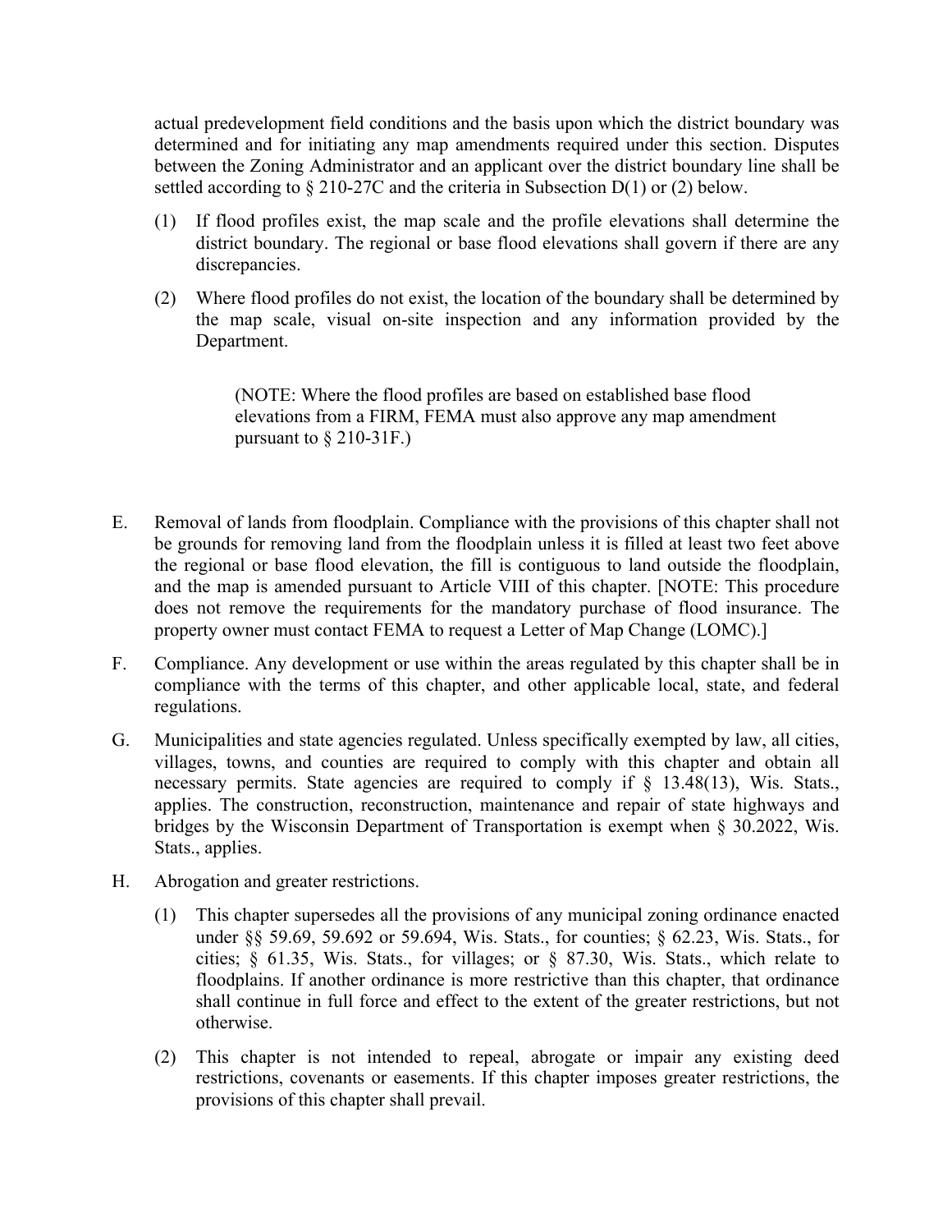actual predevelopment field conditions and the basis upon which the district boundary was determined and for initiating any map amendments required under this section. Disputes between the Zoning Administrator and an applicant over the district boundary line shall be settled according to § 210-27C and the criteria in Subsection D(1) or (2) below.

(1) If flood profiles exist, the map scale and the profile elevations shall determine the district boundary. The regional or base flood elevations shall govern if there are any discrepancies.

(2) Where flood profiles do not exist, the location of the boundary shall be determined by the map scale, visual on-site inspection and any information provided by the Department.

> (NOTE: Where the flood profiles are based on established base flood elevations from a FIRM, FEMA must also approve any map amendment pursuant to § 210-31F.)

E. Removal of lands from floodplain. Compliance with the provisions of this chapter shall not be grounds for removing land from the floodplain unless it is filled at least two feet above the regional or base flood elevation, the fill is contiguous to land outside the floodplain, and the map is amended pursuant to Article VIII of this chapter. [NOTE: This procedure does not remove the requirements for the mandatory purchase of flood insurance. The property owner must contact FEMA to request a Letter of Map Change (LOMC).]

F. Compliance. Any development or use within the areas regulated by this chapter shall be in compliance with the terms of this chapter, and other applicable local, state, and federal regulations.

G. Municipalities and state agencies regulated. Unless specifically exempted by law, all cities, villages, towns, and counties are required to comply with this chapter and obtain all necessary permits. State agencies are required to comply if § 13.48(13), Wis. Stats., applies. The construction, reconstruction, maintenance and repair of state highways and bridges by the Wisconsin Department of Transportation is exempt when § 30.2022, Wis. Stats., applies.

H. Abrogation and greater restrictions.

(1) This chapter supersedes all the provisions of any municipal zoning ordinance enacted under §§ 59.69, 59.692 or 59.694, Wis. Stats., for counties; § 62.23, Wis. Stats., for cities; § 61.35, Wis. Stats., for villages; or § 87.30, Wis. Stats., which relate to floodplains. If another ordinance is more restrictive than this chapter, that ordinance shall continue in full force and effect to the extent of the greater restrictions, but not otherwise.

(2) This chapter is not intended to repeal, abrogate or impair any existing deed restrictions, covenants or easements. If this chapter imposes greater restrictions, the provisions of this chapter shall prevail.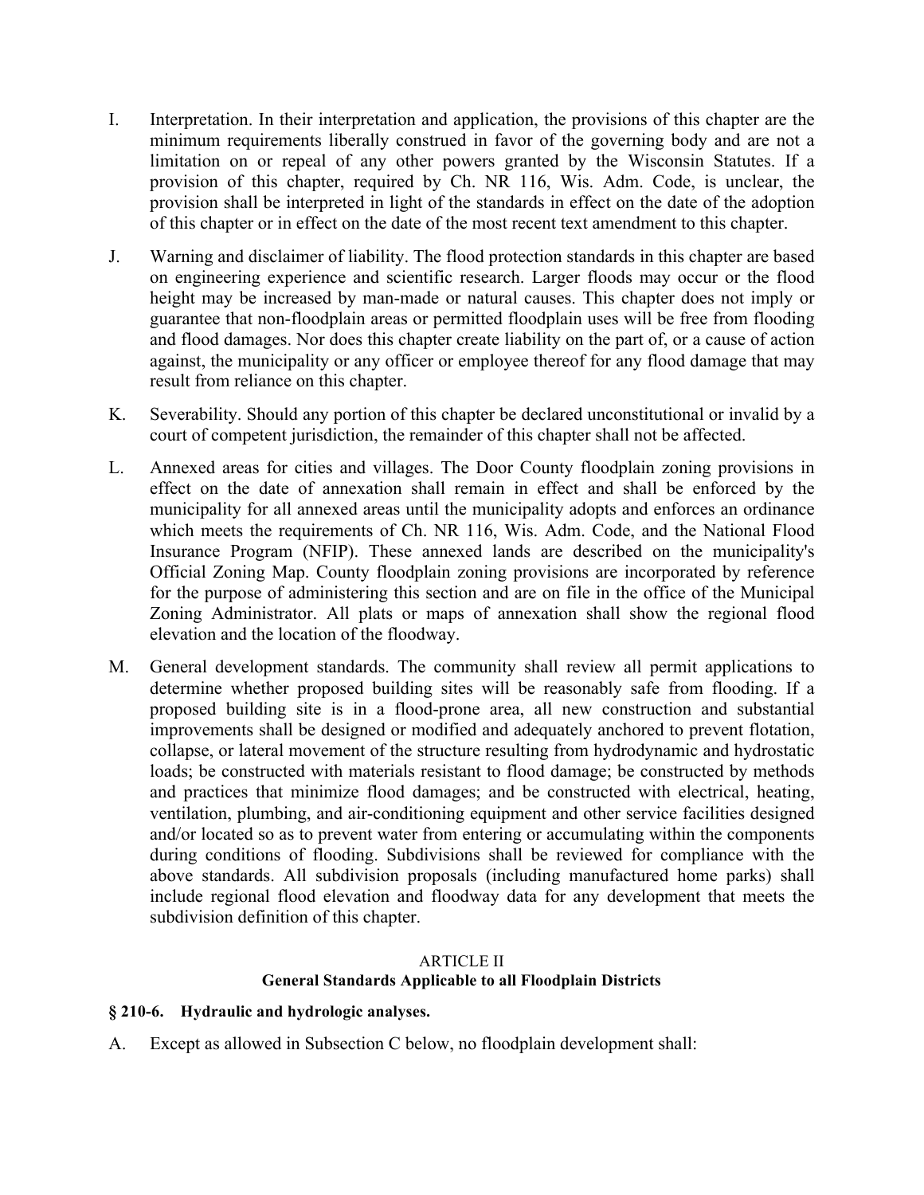I. Interpretation. In their interpretation and application, the provisions of this chapter are the minimum requirements liberally construed in favor of the governing body and are not a limitation on or repeal of any other powers granted by the Wisconsin Statutes. If a provision of this chapter, required by Ch. NR 116, Wis. Adm. Code, is unclear, the provision shall be interpreted in light of the standards in effect on the date of the adoption of this chapter or in effect on the date of the most recent text amendment to this chapter.

J. Warning and disclaimer of liability. The flood protection standards in this chapter are based on engineering experience and scientific research. Larger floods may occur or the flood height may be increased by man-made or natural causes. This chapter does not imply or guarantee that non-floodplain areas or permitted floodplain uses will be free from flooding and flood damages. Nor does this chapter create liability on the part of, or a cause of action against, the municipality or any officer or employee thereof for any flood damage that may result from reliance on this chapter.

K. Severability. Should any portion of this chapter be declared unconstitutional or invalid by a court of competent jurisdiction, the remainder of this chapter shall not be affected.

L. Annexed areas for cities and villages. The Door County floodplain zoning provisions in effect on the date of annexation shall remain in effect and shall be enforced by the municipality for all annexed areas until the municipality adopts and enforces an ordinance which meets the requirements of Ch. NR 116, Wis. Adm. Code, and the National Flood Insurance Program (NFIP). These annexed lands are described on the municipality's Official Zoning Map. County floodplain zoning provisions are incorporated by reference for the purpose of administering this section and are on file in the office of the Municipal Zoning Administrator. All plats or maps of annexation shall show the regional flood elevation and the location of the floodway.

M. General development standards. The community shall review all permit applications to determine whether proposed building sites will be reasonably safe from flooding. If a proposed building site is in a flood-prone area, all new construction and substantial improvements shall be designed or modified and adequately anchored to prevent flotation, collapse, or lateral movement of the structure resulting from hydrodynamic and hydrostatic loads; be constructed with materials resistant to flood damage; be constructed by methods and practices that minimize flood damages; and be constructed with electrical, heating, ventilation, plumbing, and air-conditioning equipment and other service facilities designed and/or located so as to prevent water from entering or accumulating within the components during conditions of flooding. Subdivisions shall be reviewed for compliance with the above standards. All subdivision proposals (including manufactured home parks) shall include regional flood elevation and floodway data for any development that meets the subdivision definition of this chapter.

## ARTICLE II
## General Standards Applicable to all Floodplain Districts

### § 210-6. Hydraulic and hydrologic analyses.

A. Except as allowed in Subsection C below, no floodplain development shall: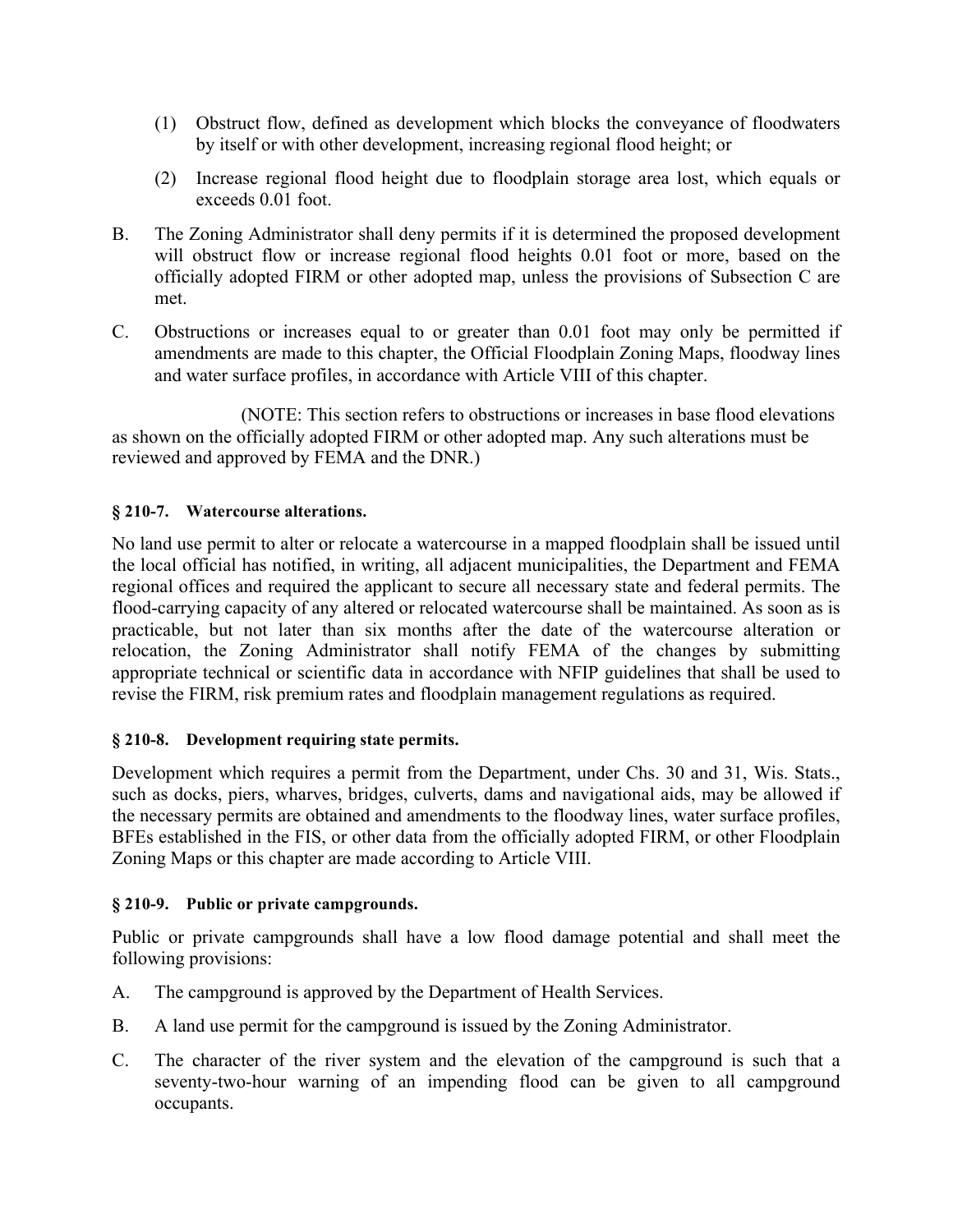(1) Obstruct flow, defined as development which blocks the conveyance of floodwaters by itself or with other development, increasing regional flood height; or

(2) Increase regional flood height due to floodplain storage area lost, which equals or exceeds 0.01 foot.

B. The Zoning Administrator shall deny permits if it is determined the proposed development will obstruct flow or increase regional flood heights 0.01 foot or more, based on the officially adopted FIRM or other adopted map, unless the provisions of Subsection C are met.

C. Obstructions or increases equal to or greater than 0.01 foot may only be permitted if amendments are made to this chapter, the Official Floodplain Zoning Maps, floodway lines and water surface profiles, in accordance with Article VIII of this chapter.

(NOTE: This section refers to obstructions or increases in base flood elevations as shown on the officially adopted FIRM or other adopted map. Any such alterations must be reviewed and approved by FEMA and the DNR.)

### § 210-7. Watercourse alterations.

No land use permit to alter or relocate a watercourse in a mapped floodplain shall be issued until the local official has notified, in writing, all adjacent municipalities, the Department and FEMA regional offices and required the applicant to secure all necessary state and federal permits. The flood-carrying capacity of any altered or relocated watercourse shall be maintained. As soon as is practicable, but not later than six months after the date of the watercourse alteration or relocation, the Zoning Administrator shall notify FEMA of the changes by submitting appropriate technical or scientific data in accordance with NFIP guidelines that shall be used to revise the FIRM, risk premium rates and floodplain management regulations as required.

### § 210-8. Development requiring state permits.

Development which requires a permit from the Department, under Chs. 30 and 31, Wis. Stats., such as docks, piers, wharves, bridges, culverts, dams and navigational aids, may be allowed if the necessary permits are obtained and amendments to the floodway lines, water surface profiles, BFEs established in the FIS, or other data from the officially adopted FIRM, or other Floodplain Zoning Maps or this chapter are made according to Article VIII.

### § 210-9. Public or private campgrounds.

Public or private campgrounds shall have a low flood damage potential and shall meet the following provisions:

A. The campground is approved by the Department of Health Services.

B. A land use permit for the campground is issued by the Zoning Administrator.

C. The character of the river system and the elevation of the campground is such that a seventy-two-hour warning of an impending flood can be given to all campground occupants.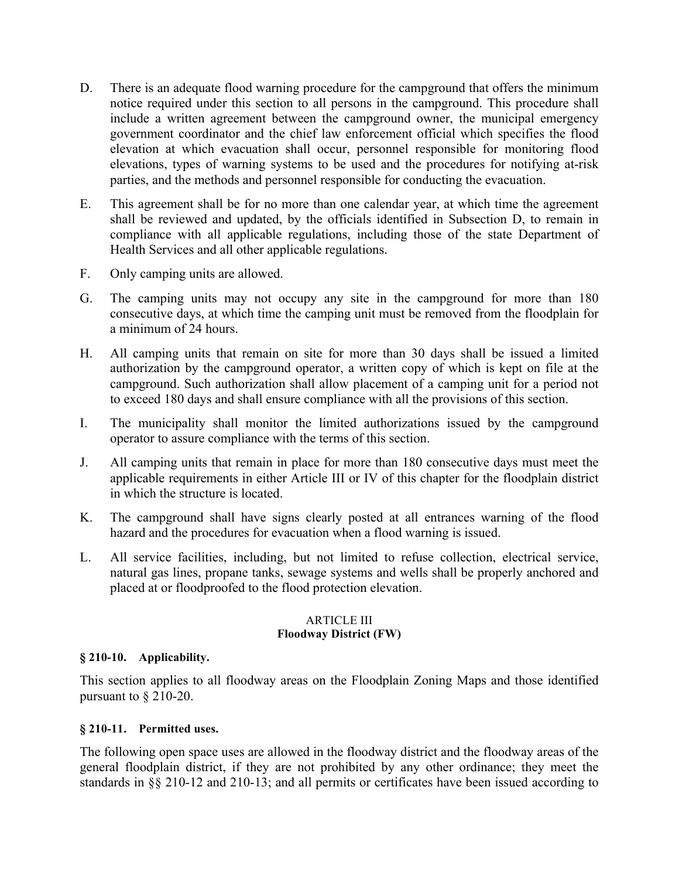D. There is an adequate flood warning procedure for the campground that offers the minimum notice required under this section to all persons in the campground. This procedure shall include a written agreement between the campground owner, the municipal emergency government coordinator and the chief law enforcement official which specifies the flood elevation at which evacuation shall occur, personnel responsible for monitoring flood elevations, types of warning systems to be used and the procedures for notifying at-risk parties, and the methods and personnel responsible for conducting the evacuation.

E. This agreement shall be for no more than one calendar year, at which time the agreement shall be reviewed and updated, by the officials identified in Subsection D, to remain in compliance with all applicable regulations, including those of the state Department of Health Services and all other applicable regulations.

F. Only camping units are allowed.

G. The camping units may not occupy any site in the campground for more than 180 consecutive days, at which time the camping unit must be removed from the floodplain for a minimum of 24 hours.

H. All camping units that remain on site for more than 30 days shall be issued a limited authorization by the campground operator, a written copy of which is kept on file at the campground. Such authorization shall allow placement of a camping unit for a period not to exceed 180 days and shall ensure compliance with all the provisions of this section.

I. The municipality shall monitor the limited authorizations issued by the campground operator to assure compliance with the terms of this section.

J. All camping units that remain in place for more than 180 consecutive days must meet the applicable requirements in either Article III or IV of this chapter for the floodplain district in which the structure is located.

K. The campground shall have signs clearly posted at all entrances warning of the flood hazard and the procedures for evacuation when a flood warning is issued.

L. All service facilities, including, but not limited to refuse collection, electrical service, natural gas lines, propane tanks, sewage systems and wells shall be properly anchored and placed at or floodproofed to the flood protection elevation.

## ARTICLE III
## Floodway District (FW)

### § 210-10. Applicability.

This section applies to all floodway areas on the Floodplain Zoning Maps and those identified pursuant to § 210-20.

### § 210-11. Permitted uses.

The following open space uses are allowed in the floodway district and the floodway areas of the general floodplain district, if they are not prohibited by any other ordinance; they meet the standards in §§ 210-12 and 210-13; and all permits or certificates have been issued according to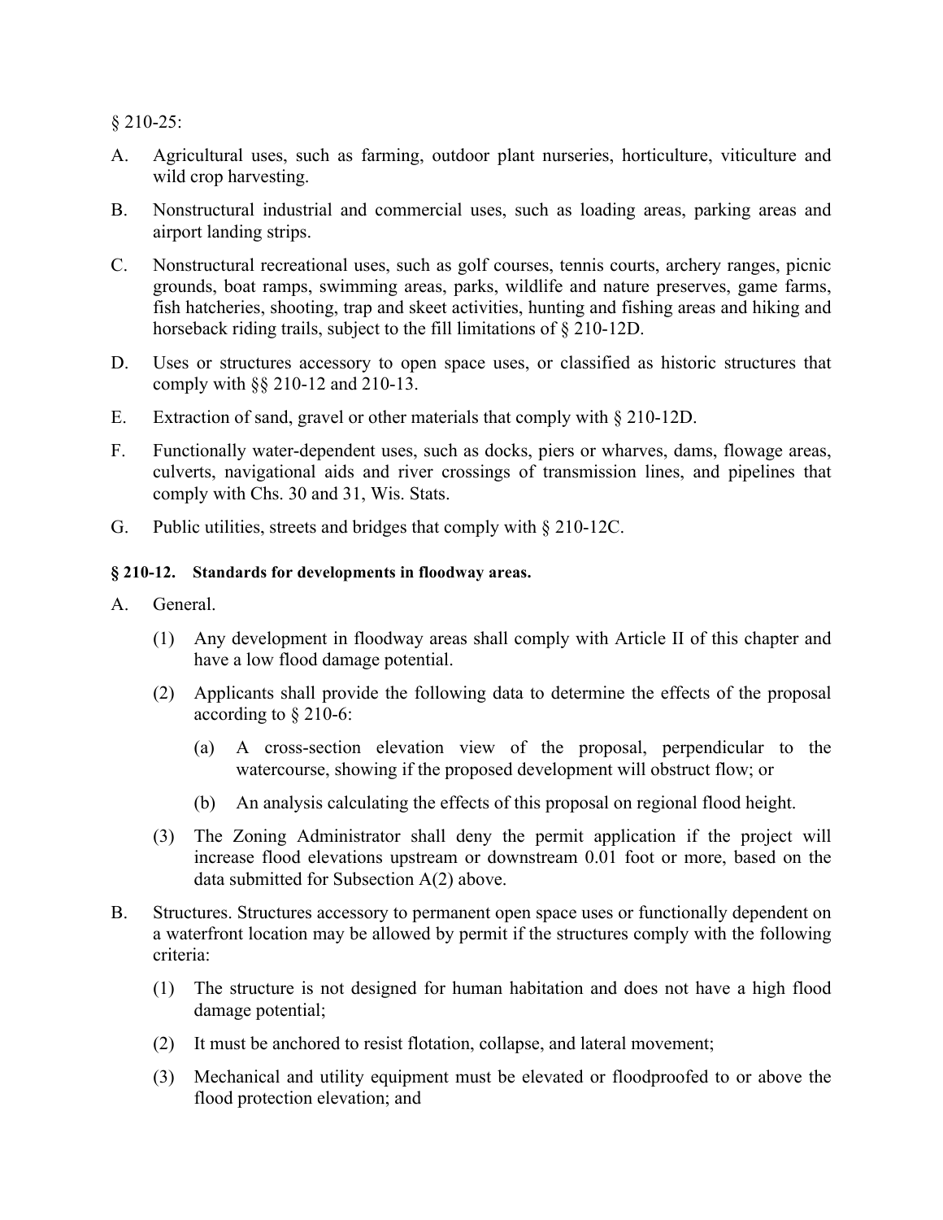§ 210-25:

A. Agricultural uses, such as farming, outdoor plant nurseries, horticulture, viticulture and wild crop harvesting.

B. Nonstructural industrial and commercial uses, such as loading areas, parking areas and airport landing strips.

C. Nonstructural recreational uses, such as golf courses, tennis courts, archery ranges, picnic grounds, boat ramps, swimming areas, parks, wildlife and nature preserves, game farms, fish hatcheries, shooting, trap and skeet activities, hunting and fishing areas and hiking and horseback riding trails, subject to the fill limitations of § 210-12D.

D. Uses or structures accessory to open space uses, or classified as historic structures that comply with §§ 210-12 and 210-13.

E. Extraction of sand, gravel or other materials that comply with § 210-12D.

F. Functionally water-dependent uses, such as docks, piers or wharves, dams, flowage areas, culverts, navigational aids and river crossings of transmission lines, and pipelines that comply with Chs. 30 and 31, Wis. Stats.

G. Public utilities, streets and bridges that comply with § 210-12C.

**§ 210-12. Standards for developments in floodway areas.**

A. General.

  (1) Any development in floodway areas shall comply with Article II of this chapter and have a low flood damage potential.

  (2) Applicants shall provide the following data to determine the effects of the proposal according to § 210-6:

    (a) A cross-section elevation view of the proposal, perpendicular to the watercourse, showing if the proposed development will obstruct flow; or

    (b) An analysis calculating the effects of this proposal on regional flood height.

  (3) The Zoning Administrator shall deny the permit application if the project will increase flood elevations upstream or downstream 0.01 foot or more, based on the data submitted for Subsection A(2) above.

B. Structures. Structures accessory to permanent open space uses or functionally dependent on a waterfront location may be allowed by permit if the structures comply with the following criteria:

  (1) The structure is not designed for human habitation and does not have a high flood damage potential;

  (2) It must be anchored to resist flotation, collapse, and lateral movement;

  (3) Mechanical and utility equipment must be elevated or floodproofed to or above the flood protection elevation; and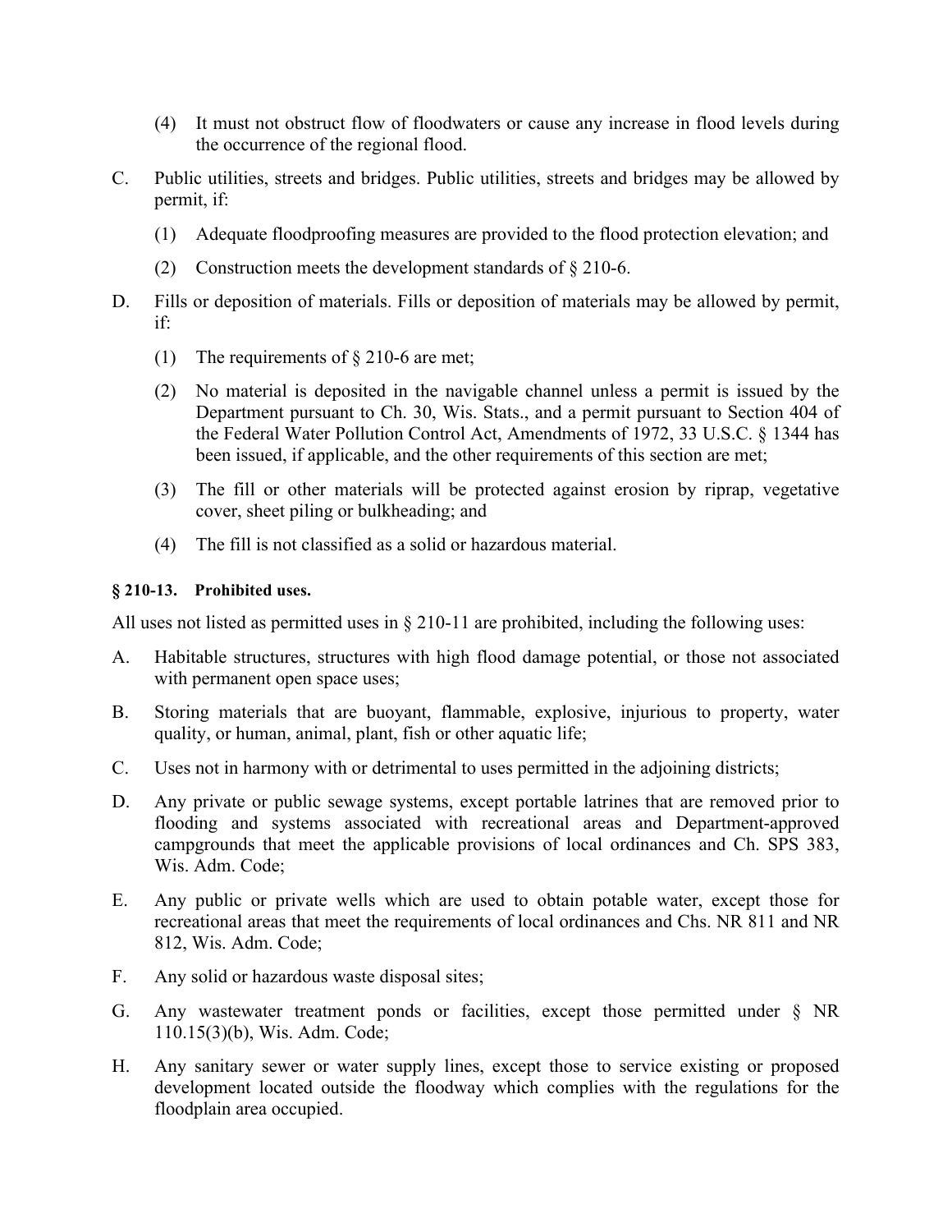(4) It must not obstruct flow of floodwaters or cause any increase in flood levels during the occurrence of the regional flood.

C. Public utilities, streets and bridges. Public utilities, streets and bridges may be allowed by permit, if:

(1) Adequate floodproofing measures are provided to the flood protection elevation; and

(2) Construction meets the development standards of § 210-6.

D. Fills or deposition of materials. Fills or deposition of materials may be allowed by permit, if:

(1) The requirements of § 210-6 are met;

(2) No material is deposited in the navigable channel unless a permit is issued by the Department pursuant to Ch. 30, Wis. Stats., and a permit pursuant to Section 404 of the Federal Water Pollution Control Act, Amendments of 1972, 33 U.S.C. § 1344 has been issued, if applicable, and the other requirements of this section are met;

(3) The fill or other materials will be protected against erosion by riprap, vegetative cover, sheet piling or bulkheading; and

(4) The fill is not classified as a solid or hazardous material.

**§ 210-13. Prohibited uses.**

All uses not listed as permitted uses in § 210-11 are prohibited, including the following uses:

A. Habitable structures, structures with high flood damage potential, or those not associated with permanent open space uses;

B. Storing materials that are buoyant, flammable, explosive, injurious to property, water quality, or human, animal, plant, fish or other aquatic life;

C. Uses not in harmony with or detrimental to uses permitted in the adjoining districts;

D. Any private or public sewage systems, except portable latrines that are removed prior to flooding and systems associated with recreational areas and Department-approved campgrounds that meet the applicable provisions of local ordinances and Ch. SPS 383, Wis. Adm. Code;

E. Any public or private wells which are used to obtain potable water, except those for recreational areas that meet the requirements of local ordinances and Chs. NR 811 and NR 812, Wis. Adm. Code;

F. Any solid or hazardous waste disposal sites;

G. Any wastewater treatment ponds or facilities, except those permitted under § NR 110.15(3)(b), Wis. Adm. Code;

H. Any sanitary sewer or water supply lines, except those to service existing or proposed development located outside the floodway which complies with the regulations for the floodplain area occupied.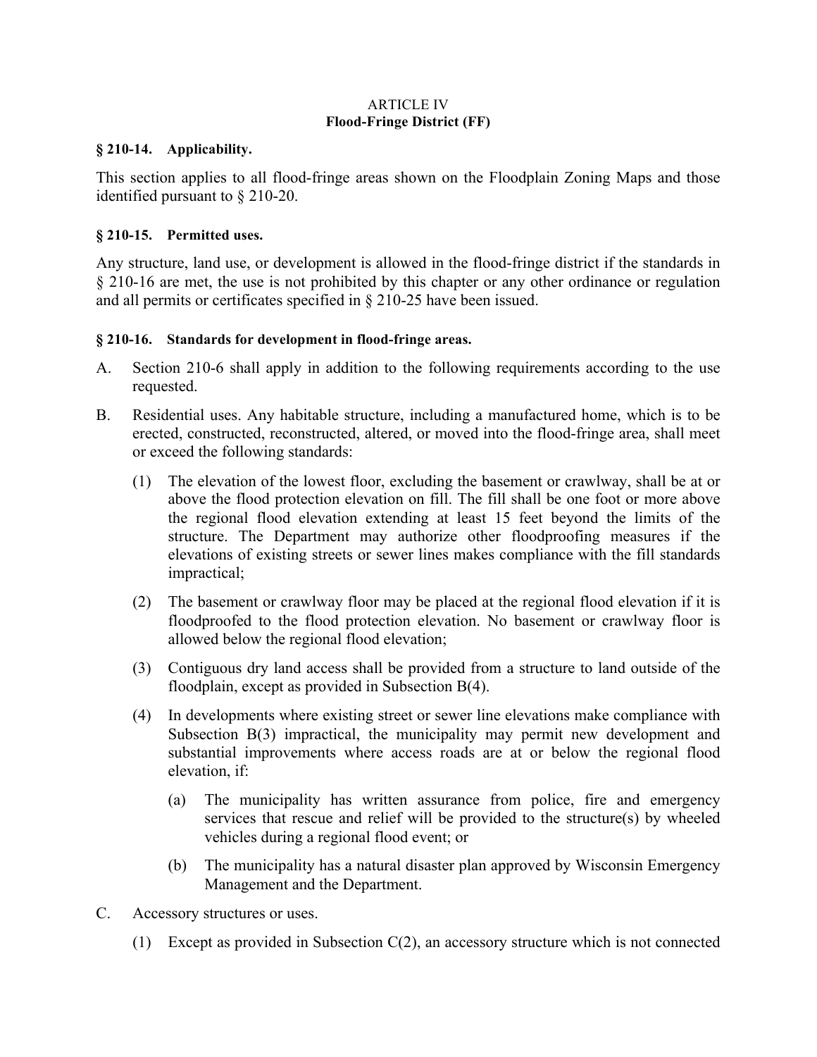## ARTICLE IV
## Flood-Fringe District (FF)

### § 210-14. Applicability.

This section applies to all flood-fringe areas shown on the Floodplain Zoning Maps and those identified pursuant to § 210-20.

### § 210-15. Permitted uses.

Any structure, land use, or development is allowed in the flood-fringe district if the standards in § 210-16 are met, the use is not prohibited by this chapter or any other ordinance or regulation and all permits or certificates specified in § 210-25 have been issued.

### § 210-16. Standards for development in flood-fringe areas.

A. Section 210-6 shall apply in addition to the following requirements according to the use requested.

B. Residential uses. Any habitable structure, including a manufactured home, which is to be erected, constructed, reconstructed, altered, or moved into the flood-fringe area, shall meet or exceed the following standards:

  (1) The elevation of the lowest floor, excluding the basement or crawlway, shall be at or above the flood protection elevation on fill. The fill shall be one foot or more above the regional flood elevation extending at least 15 feet beyond the limits of the structure. The Department may authorize other floodproofing measures if the elevations of existing streets or sewer lines makes compliance with the fill standards impractical;

  (2) The basement or crawlway floor may be placed at the regional flood elevation if it is floodproofed to the flood protection elevation. No basement or crawlway floor is allowed below the regional flood elevation;

  (3) Contiguous dry land access shall be provided from a structure to land outside of the floodplain, except as provided in Subsection B(4).

  (4) In developments where existing street or sewer line elevations make compliance with Subsection B(3) impractical, the municipality may permit new development and substantial improvements where access roads are at or below the regional flood elevation, if:

    (a) The municipality has written assurance from police, fire and emergency services that rescue and relief will be provided to the structure(s) by wheeled vehicles during a regional flood event; or

    (b) The municipality has a natural disaster plan approved by Wisconsin Emergency Management and the Department.

C. Accessory structures or uses.

  (1) Except as provided in Subsection C(2), an accessory structure which is not connected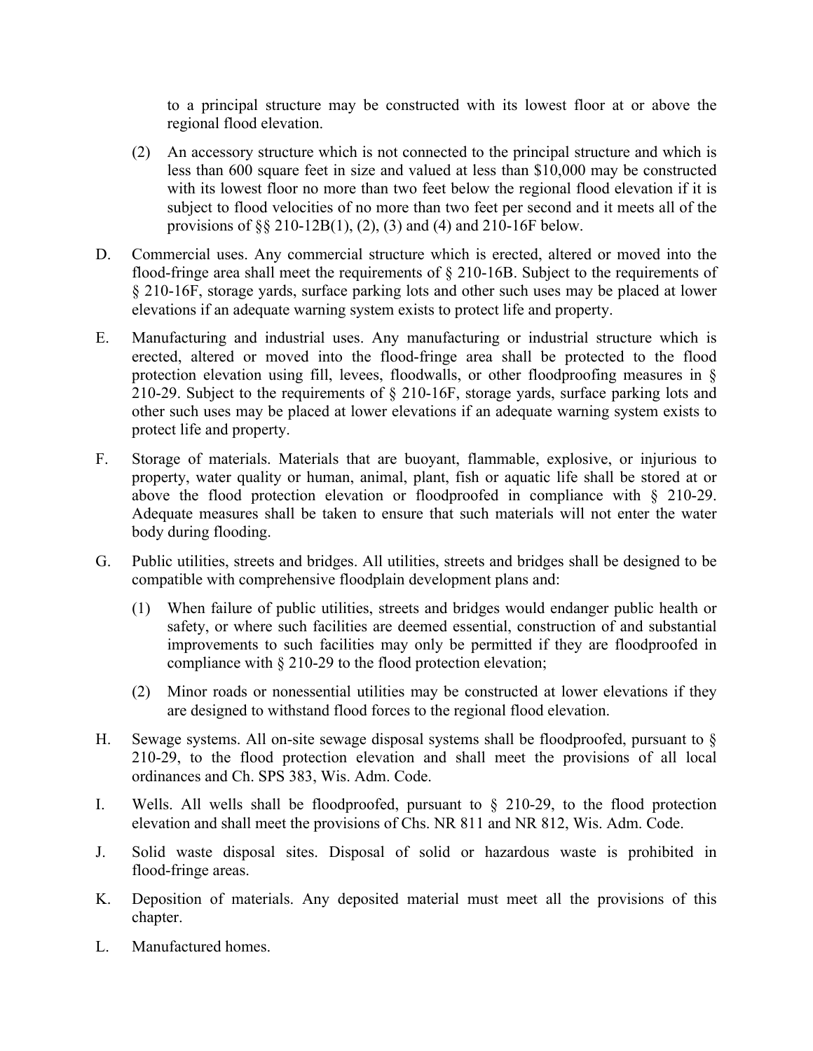to a principal structure may be constructed with its lowest floor at or above the regional flood elevation.

(2) An accessory structure which is not connected to the principal structure and which is less than 600 square feet in size and valued at less than $10,000 may be constructed with its lowest floor no more than two feet below the regional flood elevation if it is subject to flood velocities of no more than two feet per second and it meets all of the provisions of §§ 210-12B(1), (2), (3) and (4) and 210-16F below.

D. Commercial uses. Any commercial structure which is erected, altered or moved into the flood-fringe area shall meet the requirements of § 210-16B. Subject to the requirements of § 210-16F, storage yards, surface parking lots and other such uses may be placed at lower elevations if an adequate warning system exists to protect life and property.

E. Manufacturing and industrial uses. Any manufacturing or industrial structure which is erected, altered or moved into the flood-fringe area shall be protected to the flood protection elevation using fill, levees, floodwalls, or other floodproofing measures in § 210-29. Subject to the requirements of § 210-16F, storage yards, surface parking lots and other such uses may be placed at lower elevations if an adequate warning system exists to protect life and property.

F. Storage of materials. Materials that are buoyant, flammable, explosive, or injurious to property, water quality or human, animal, plant, fish or aquatic life shall be stored at or above the flood protection elevation or floodproofed in compliance with § 210-29. Adequate measures shall be taken to ensure that such materials will not enter the water body during flooding.

G. Public utilities, streets and bridges. All utilities, streets and bridges shall be designed to be compatible with comprehensive floodplain development plans and:

(1) When failure of public utilities, streets and bridges would endanger public health or safety, or where such facilities are deemed essential, construction of and substantial improvements to such facilities may only be permitted if they are floodproofed in compliance with § 210-29 to the flood protection elevation;

(2) Minor roads or nonessential utilities may be constructed at lower elevations if they are designed to withstand flood forces to the regional flood elevation.

H. Sewage systems. All on-site sewage disposal systems shall be floodproofed, pursuant to § 210-29, to the flood protection elevation and shall meet the provisions of all local ordinances and Ch. SPS 383, Wis. Adm. Code.

I. Wells. All wells shall be floodproofed, pursuant to § 210-29, to the flood protection elevation and shall meet the provisions of Chs. NR 811 and NR 812, Wis. Adm. Code.

J. Solid waste disposal sites. Disposal of solid or hazardous waste is prohibited in flood-fringe areas.

K. Deposition of materials. Any deposited material must meet all the provisions of this chapter.

L. Manufactured homes.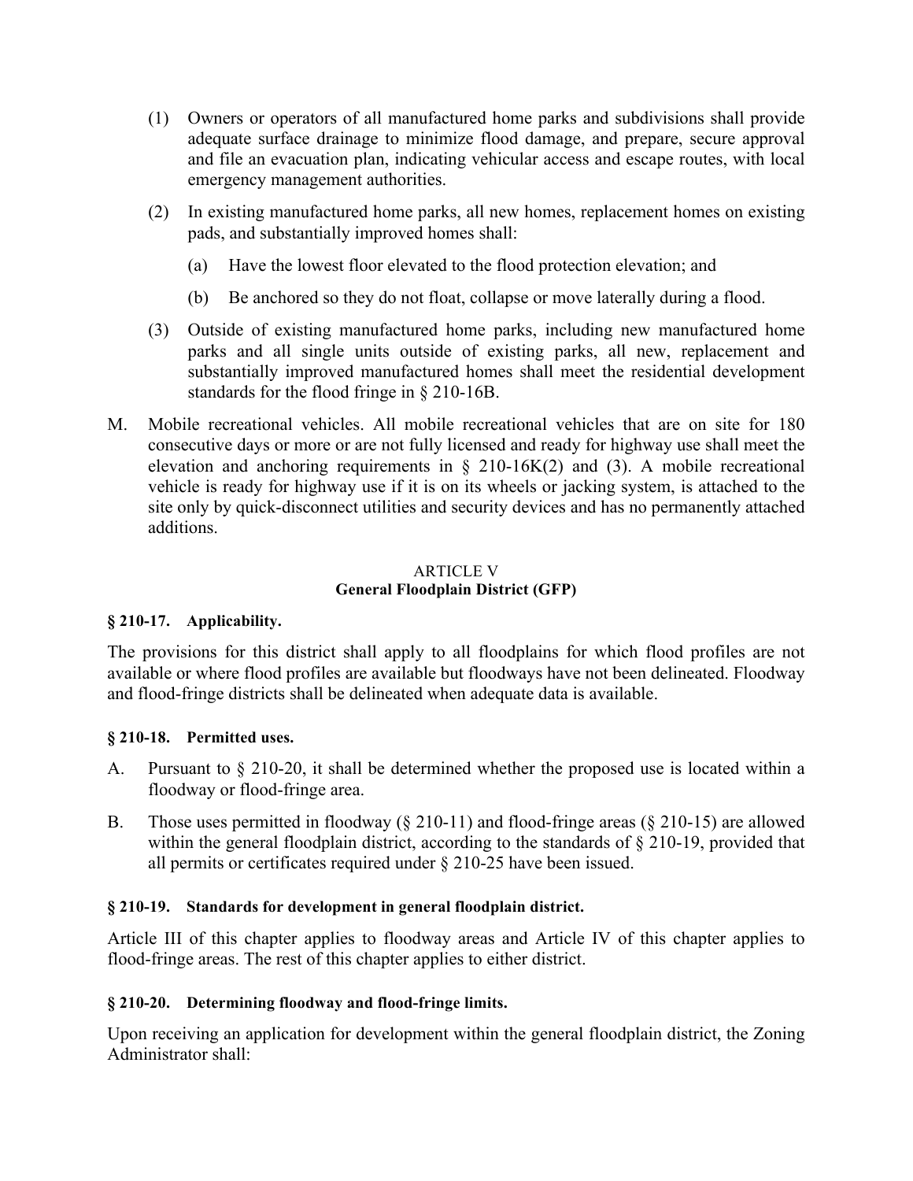(1) Owners or operators of all manufactured home parks and subdivisions shall provide adequate surface drainage to minimize flood damage, and prepare, secure approval and file an evacuation plan, indicating vehicular access and escape routes, with local emergency management authorities.

(2) In existing manufactured home parks, all new homes, replacement homes on existing pads, and substantially improved homes shall:

   (a) Have the lowest floor elevated to the flood protection elevation; and

   (b) Be anchored so they do not float, collapse or move laterally during a flood.

(3) Outside of existing manufactured home parks, including new manufactured home parks and all single units outside of existing parks, all new, replacement and substantially improved manufactured homes shall meet the residential development standards for the flood fringe in § 210-16B.

M. Mobile recreational vehicles. All mobile recreational vehicles that are on site for 180 consecutive days or more or are not fully licensed and ready for highway use shall meet the elevation and anchoring requirements in § 210-16K(2) and (3). A mobile recreational vehicle is ready for highway use if it is on its wheels or jacking system, is attached to the site only by quick-disconnect utilities and security devices and has no permanently attached additions.

## ARTICLE V
## General Floodplain District (GFP)

### § 210-17. Applicability.

The provisions for this district shall apply to all floodplains for which flood profiles are not available or where flood profiles are available but floodways have not been delineated. Floodway and flood-fringe districts shall be delineated when adequate data is available.

### § 210-18. Permitted uses.

A. Pursuant to § 210-20, it shall be determined whether the proposed use is located within a floodway or flood-fringe area.

B. Those uses permitted in floodway (§ 210-11) and flood-fringe areas (§ 210-15) are allowed within the general floodplain district, according to the standards of § 210-19, provided that all permits or certificates required under § 210-25 have been issued.

### § 210-19. Standards for development in general floodplain district.

Article III of this chapter applies to floodway areas and Article IV of this chapter applies to flood-fringe areas. The rest of this chapter applies to either district.

### § 210-20. Determining floodway and flood-fringe limits.

Upon receiving an application for development within the general floodplain district, the Zoning Administrator shall: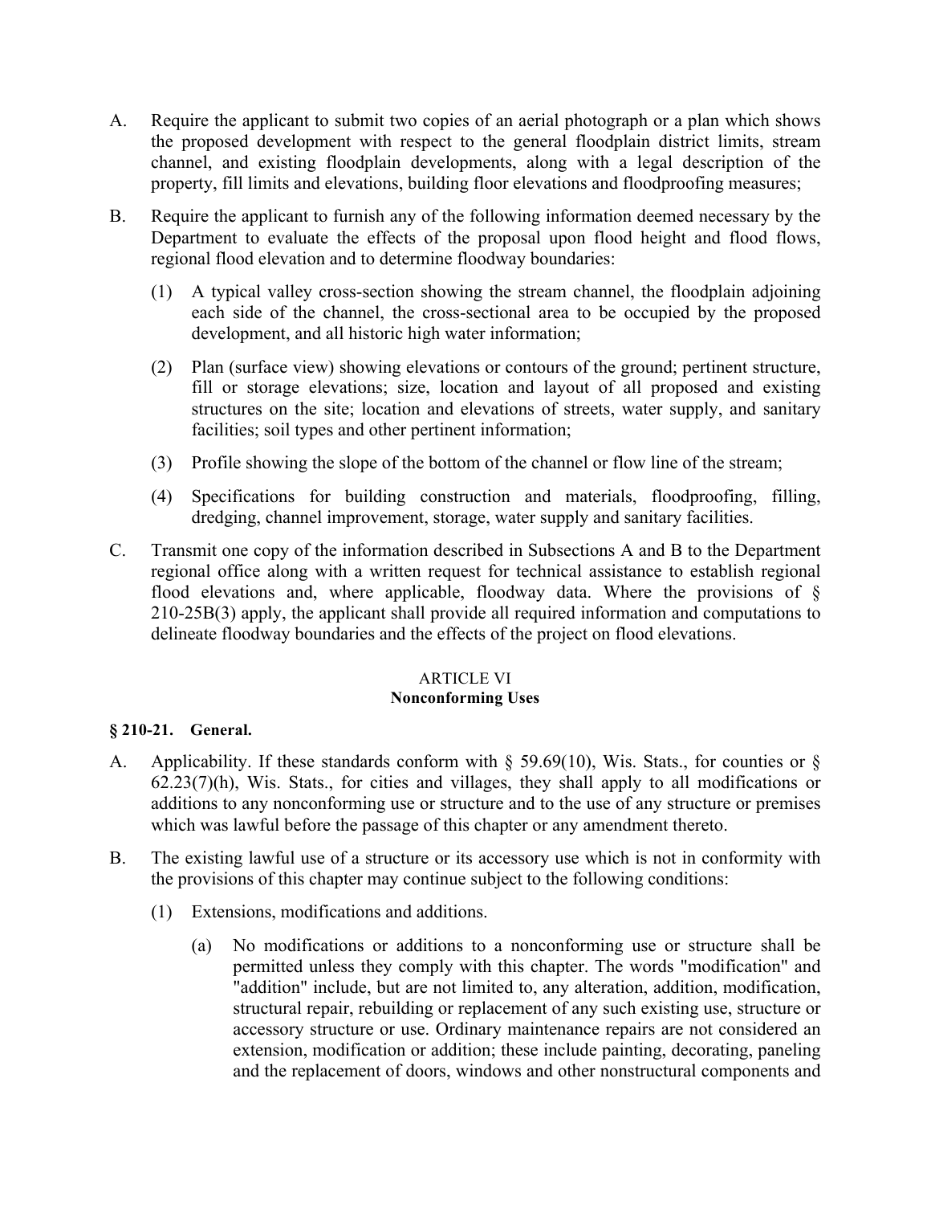A. Require the applicant to submit two copies of an aerial photograph or a plan which shows the proposed development with respect to the general floodplain district limits, stream channel, and existing floodplain developments, along with a legal description of the property, fill limits and elevations, building floor elevations and floodproofing measures;

B. Require the applicant to furnish any of the following information deemed necessary by the Department to evaluate the effects of the proposal upon flood height and flood flows, regional flood elevation and to determine floodway boundaries:

   (1) A typical valley cross-section showing the stream channel, the floodplain adjoining each side of the channel, the cross-sectional area to be occupied by the proposed development, and all historic high water information;

   (2) Plan (surface view) showing elevations or contours of the ground; pertinent structure, fill or storage elevations; size, location and layout of all proposed and existing structures on the site; location and elevations of streets, water supply, and sanitary facilities; soil types and other pertinent information;

   (3) Profile showing the slope of the bottom of the channel or flow line of the stream;

   (4) Specifications for building construction and materials, floodproofing, filling, dredging, channel improvement, storage, water supply and sanitary facilities.

C. Transmit one copy of the information described in Subsections A and B to the Department regional office along with a written request for technical assistance to establish regional flood elevations and, where applicable, floodway data. Where the provisions of § 210-25B(3) apply, the applicant shall provide all required information and computations to delineate floodway boundaries and the effects of the project on flood elevations.

## ARTICLE VI
## Nonconforming Uses

### § 210-21. General.

A. Applicability. If these standards conform with § 59.69(10), Wis. Stats., for counties or § 62.23(7)(h), Wis. Stats., for cities and villages, they shall apply to all modifications or additions to any nonconforming use or structure and to the use of any structure or premises which was lawful before the passage of this chapter or any amendment thereto.

B. The existing lawful use of a structure or its accessory use which is not in conformity with the provisions of this chapter may continue subject to the following conditions:

   (1) Extensions, modifications and additions.

      (a) No modifications or additions to a nonconforming use or structure shall be permitted unless they comply with this chapter. The words "modification" and "addition" include, but are not limited to, any alteration, addition, modification, structural repair, rebuilding or replacement of any such existing use, structure or accessory structure or use. Ordinary maintenance repairs are not considered an extension, modification or addition; these include painting, decorating, paneling and the replacement of doors, windows and other nonstructural components and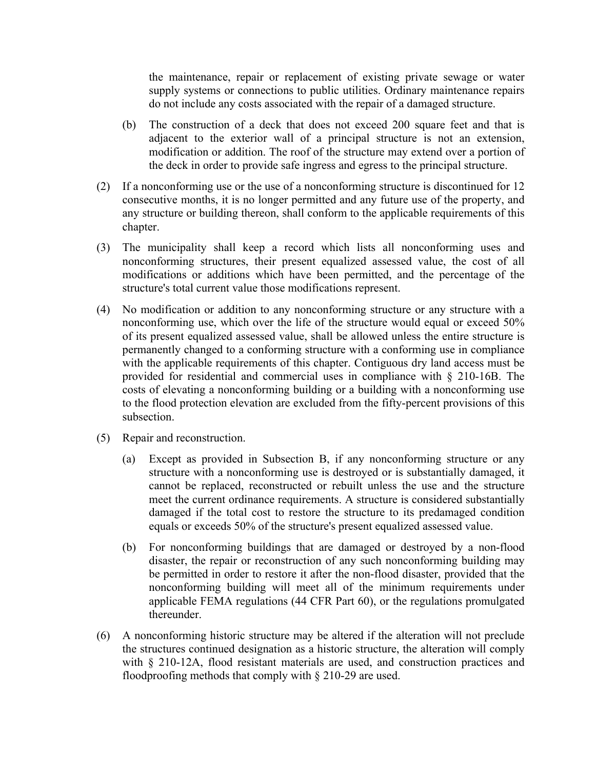the maintenance, repair or replacement of existing private sewage or water supply systems or connections to public utilities. Ordinary maintenance repairs do not include any costs associated with the repair of a damaged structure.

(b) The construction of a deck that does not exceed 200 square feet and that is adjacent to the exterior wall of a principal structure is not an extension, modification or addition. The roof of the structure may extend over a portion of the deck in order to provide safe ingress and egress to the principal structure.

(2) If a nonconforming use or the use of a nonconforming structure is discontinued for 12 consecutive months, it is no longer permitted and any future use of the property, and any structure or building thereon, shall conform to the applicable requirements of this chapter.

(3) The municipality shall keep a record which lists all nonconforming uses and nonconforming structures, their present equalized assessed value, the cost of all modifications or additions which have been permitted, and the percentage of the structure's total current value those modifications represent.

(4) No modification or addition to any nonconforming structure or any structure with a nonconforming use, which over the life of the structure would equal or exceed 50% of its present equalized assessed value, shall be allowed unless the entire structure is permanently changed to a conforming structure with a conforming use in compliance with the applicable requirements of this chapter. Contiguous dry land access must be provided for residential and commercial uses in compliance with § 210-16B. The costs of elevating a nonconforming building or a building with a nonconforming use to the flood protection elevation are excluded from the fifty-percent provisions of this subsection.

(5) Repair and reconstruction.

(a) Except as provided in Subsection B, if any nonconforming structure or any structure with a nonconforming use is destroyed or is substantially damaged, it cannot be replaced, reconstructed or rebuilt unless the use and the structure meet the current ordinance requirements. A structure is considered substantially damaged if the total cost to restore the structure to its predamaged condition equals or exceeds 50% of the structure's present equalized assessed value.

(b) For nonconforming buildings that are damaged or destroyed by a non-flood disaster, the repair or reconstruction of any such nonconforming building may be permitted in order to restore it after the non-flood disaster, provided that the nonconforming building will meet all of the minimum requirements under applicable FEMA regulations (44 CFR Part 60), or the regulations promulgated thereunder.

(6) A nonconforming historic structure may be altered if the alteration will not preclude the structures continued designation as a historic structure, the alteration will comply with § 210-12A, flood resistant materials are used, and construction practices and floodproofing methods that comply with § 210-29 are used.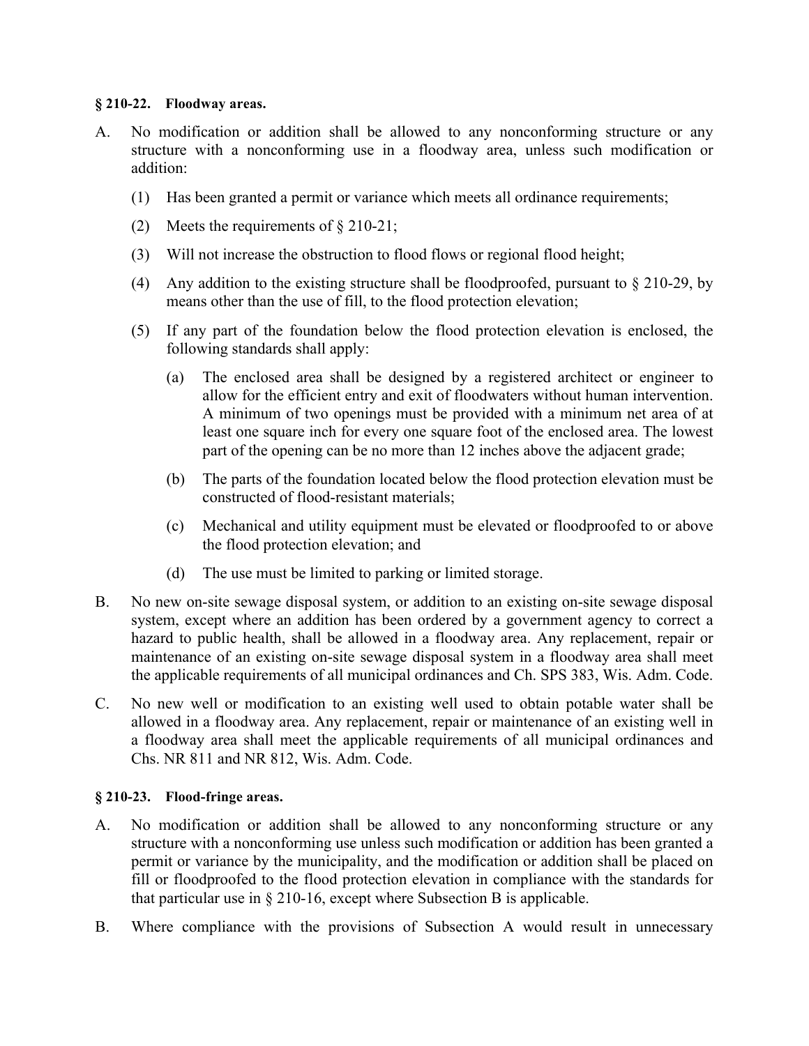**§ 210-22. Floodway areas.**

A. No modification or addition shall be allowed to any nonconforming structure or any structure with a nonconforming use in a floodway area, unless such modification or addition:

   (1) Has been granted a permit or variance which meets all ordinance requirements;

   (2) Meets the requirements of § 210-21;

   (3) Will not increase the obstruction to flood flows or regional flood height;

   (4) Any addition to the existing structure shall be floodproofed, pursuant to § 210-29, by means other than the use of fill, to the flood protection elevation;

   (5) If any part of the foundation below the flood protection elevation is enclosed, the following standards shall apply:

      (a) The enclosed area shall be designed by a registered architect or engineer to allow for the efficient entry and exit of floodwaters without human intervention. A minimum of two openings must be provided with a minimum net area of at least one square inch for every one square foot of the enclosed area. The lowest part of the opening can be no more than 12 inches above the adjacent grade;

      (b) The parts of the foundation located below the flood protection elevation must be constructed of flood-resistant materials;

      (c) Mechanical and utility equipment must be elevated or floodproofed to or above the flood protection elevation; and

      (d) The use must be limited to parking or limited storage.

B. No new on-site sewage disposal system, or addition to an existing on-site sewage disposal system, except where an addition has been ordered by a government agency to correct a hazard to public health, shall be allowed in a floodway area. Any replacement, repair or maintenance of an existing on-site sewage disposal system in a floodway area shall meet the applicable requirements of all municipal ordinances and Ch. SPS 383, Wis. Adm. Code.

C. No new well or modification to an existing well used to obtain potable water shall be allowed in a floodway area. Any replacement, repair or maintenance of an existing well in a floodway area shall meet the applicable requirements of all municipal ordinances and Chs. NR 811 and NR 812, Wis. Adm. Code.

**§ 210-23. Flood-fringe areas.**

A. No modification or addition shall be allowed to any nonconforming structure or any structure with a nonconforming use unless such modification or addition has been granted a permit or variance by the municipality, and the modification or addition shall be placed on fill or floodproofed to the flood protection elevation in compliance with the standards for that particular use in § 210-16, except where Subsection B is applicable.

B. Where compliance with the provisions of Subsection A would result in unnecessary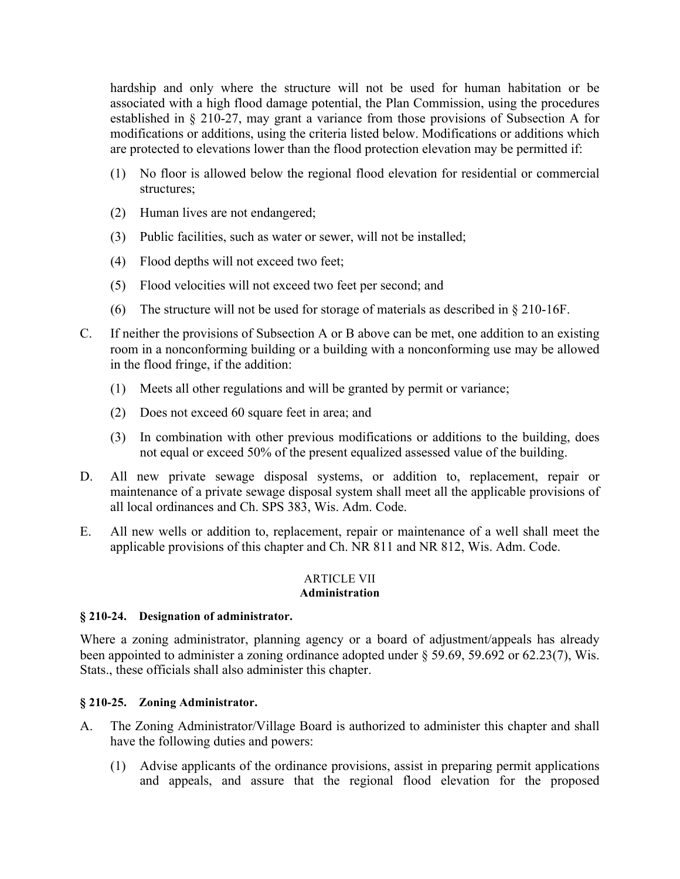hardship and only where the structure will not be used for human habitation or be associated with a high flood damage potential, the Plan Commission, using the procedures established in § 210-27, may grant a variance from those provisions of Subsection A for modifications or additions, using the criteria listed below. Modifications or additions which are protected to elevations lower than the flood protection elevation may be permitted if:

(1) No floor is allowed below the regional flood elevation for residential or commercial structures;

(2) Human lives are not endangered;

(3) Public facilities, such as water or sewer, will not be installed;

(4) Flood depths will not exceed two feet;

(5) Flood velocities will not exceed two feet per second; and

(6) The structure will not be used for storage of materials as described in § 210-16F.

C. If neither the provisions of Subsection A or B above can be met, one addition to an existing room in a nonconforming building or a building with a nonconforming use may be allowed in the flood fringe, if the addition:

(1) Meets all other regulations and will be granted by permit or variance;

(2) Does not exceed 60 square feet in area; and

(3) In combination with other previous modifications or additions to the building, does not equal or exceed 50% of the present equalized assessed value of the building.

D. All new private sewage disposal systems, or addition to, replacement, repair or maintenance of a private sewage disposal system shall meet all the applicable provisions of all local ordinances and Ch. SPS 383, Wis. Adm. Code.

E. All new wells or addition to, replacement, repair or maintenance of a well shall meet the applicable provisions of this chapter and Ch. NR 811 and NR 812, Wis. Adm. Code.

## ARTICLE VII
## Administration

### § 210-24. Designation of administrator.

Where a zoning administrator, planning agency or a board of adjustment/appeals has already been appointed to administer a zoning ordinance adopted under § 59.69, 59.692 or 62.23(7), Wis. Stats., these officials shall also administer this chapter.

### § 210-25. Zoning Administrator.

A. The Zoning Administrator/Village Board is authorized to administer this chapter and shall have the following duties and powers:

(1) Advise applicants of the ordinance provisions, assist in preparing permit applications and appeals, and assure that the regional flood elevation for the proposed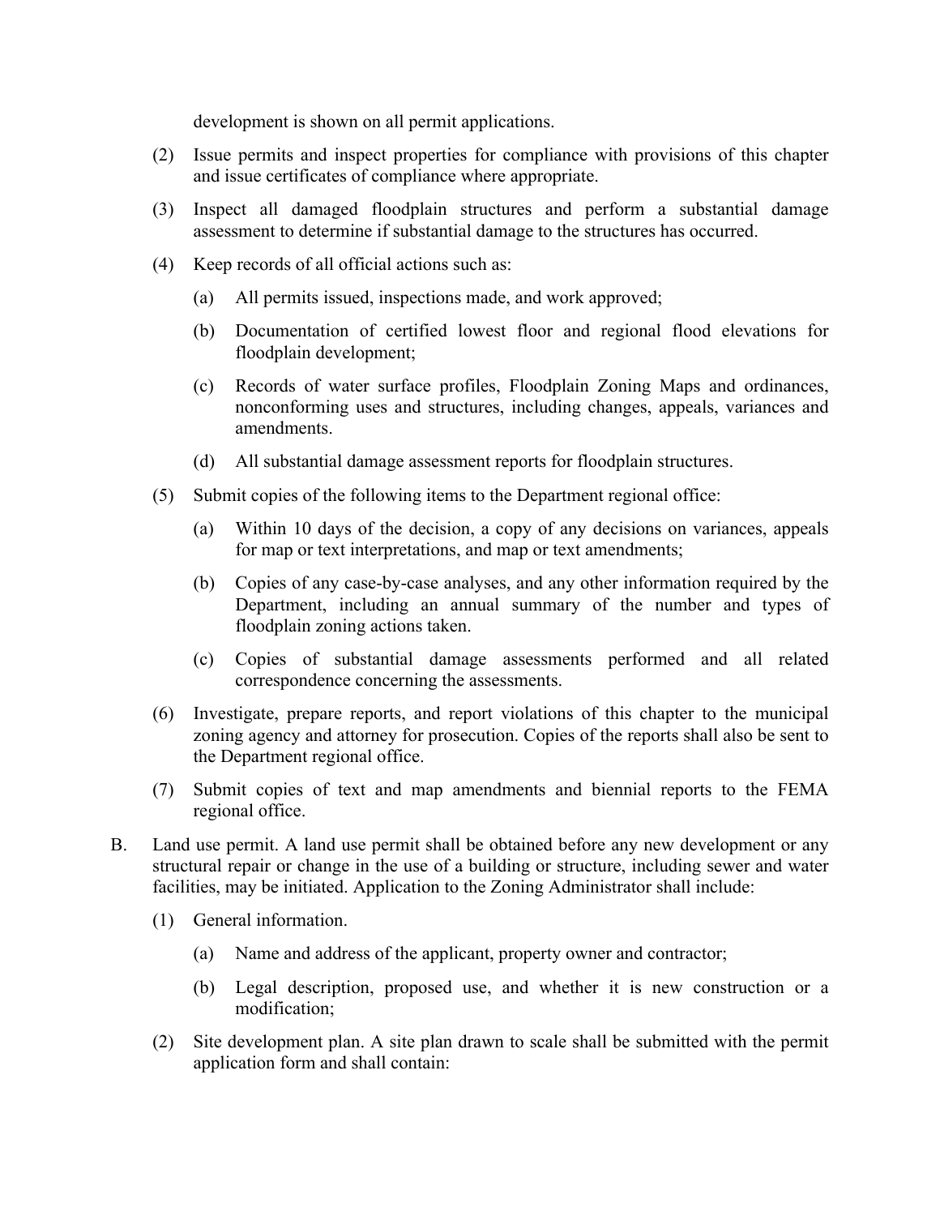development is shown on all permit applications.

(2) Issue permits and inspect properties for compliance with provisions of this chapter and issue certificates of compliance where appropriate.

(3) Inspect all damaged floodplain structures and perform a substantial damage assessment to determine if substantial damage to the structures has occurred.

(4) Keep records of all official actions such as:

(a) All permits issued, inspections made, and work approved;

(b) Documentation of certified lowest floor and regional flood elevations for floodplain development;

(c) Records of water surface profiles, Floodplain Zoning Maps and ordinances, nonconforming uses and structures, including changes, appeals, variances and amendments.

(d) All substantial damage assessment reports for floodplain structures.

(5) Submit copies of the following items to the Department regional office:

(a) Within 10 days of the decision, a copy of any decisions on variances, appeals for map or text interpretations, and map or text amendments;

(b) Copies of any case-by-case analyses, and any other information required by the Department, including an annual summary of the number and types of floodplain zoning actions taken.

(c) Copies of substantial damage assessments performed and all related correspondence concerning the assessments.

(6) Investigate, prepare reports, and report violations of this chapter to the municipal zoning agency and attorney for prosecution. Copies of the reports shall also be sent to the Department regional office.

(7) Submit copies of text and map amendments and biennial reports to the FEMA regional office.

B. Land use permit. A land use permit shall be obtained before any new development or any structural repair or change in the use of a building or structure, including sewer and water facilities, may be initiated. Application to the Zoning Administrator shall include:

(1) General information.

(a) Name and address of the applicant, property owner and contractor;

(b) Legal description, proposed use, and whether it is new construction or a modification;

(2) Site development plan. A site plan drawn to scale shall be submitted with the permit application form and shall contain: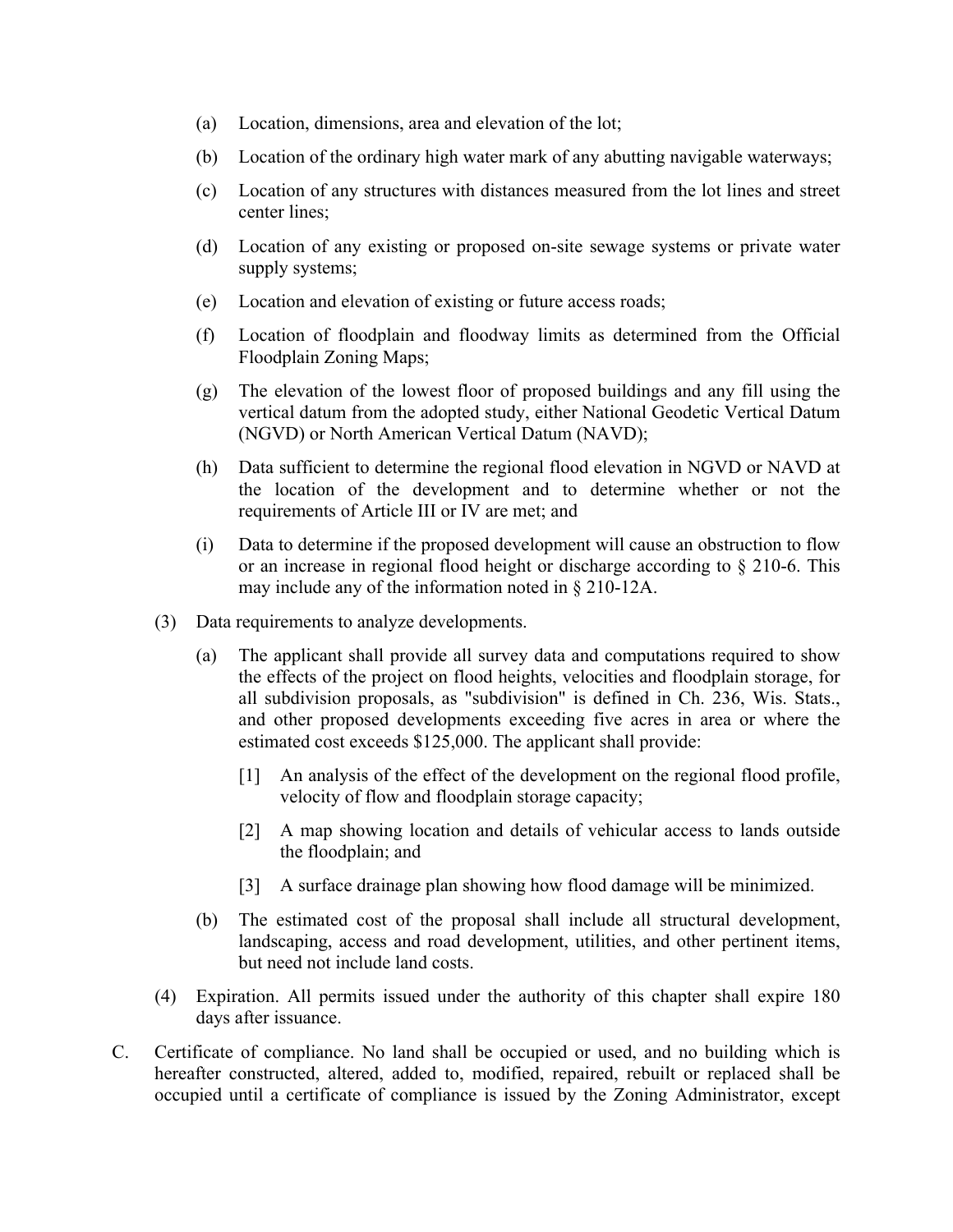(a) Location, dimensions, area and elevation of the lot;

(b) Location of the ordinary high water mark of any abutting navigable waterways;

(c) Location of any structures with distances measured from the lot lines and street center lines;

(d) Location of any existing or proposed on-site sewage systems or private water supply systems;

(e) Location and elevation of existing or future access roads;

(f) Location of floodplain and floodway limits as determined from the Official Floodplain Zoning Maps;

(g) The elevation of the lowest floor of proposed buildings and any fill using the vertical datum from the adopted study, either National Geodetic Vertical Datum (NGVD) or North American Vertical Datum (NAVD);

(h) Data sufficient to determine the regional flood elevation in NGVD or NAVD at the location of the development and to determine whether or not the requirements of Article III or IV are met; and

(i) Data to determine if the proposed development will cause an obstruction to flow or an increase in regional flood height or discharge according to § 210-6. This may include any of the information noted in § 210-12A.

(3) Data requirements to analyze developments.

(a) The applicant shall provide all survey data and computations required to show the effects of the project on flood heights, velocities and floodplain storage, for all subdivision proposals, as "subdivision" is defined in Ch. 236, Wis. Stats., and other proposed developments exceeding five acres in area or where the estimated cost exceeds $125,000. The applicant shall provide:

[1] An analysis of the effect of the development on the regional flood profile, velocity of flow and floodplain storage capacity;

[2] A map showing location and details of vehicular access to lands outside the floodplain; and

[3] A surface drainage plan showing how flood damage will be minimized.

(b) The estimated cost of the proposal shall include all structural development, landscaping, access and road development, utilities, and other pertinent items, but need not include land costs.

(4) Expiration. All permits issued under the authority of this chapter shall expire 180 days after issuance.

C. Certificate of compliance. No land shall be occupied or used, and no building which is hereafter constructed, altered, added to, modified, repaired, rebuilt or replaced shall be occupied until a certificate of compliance is issued by the Zoning Administrator, except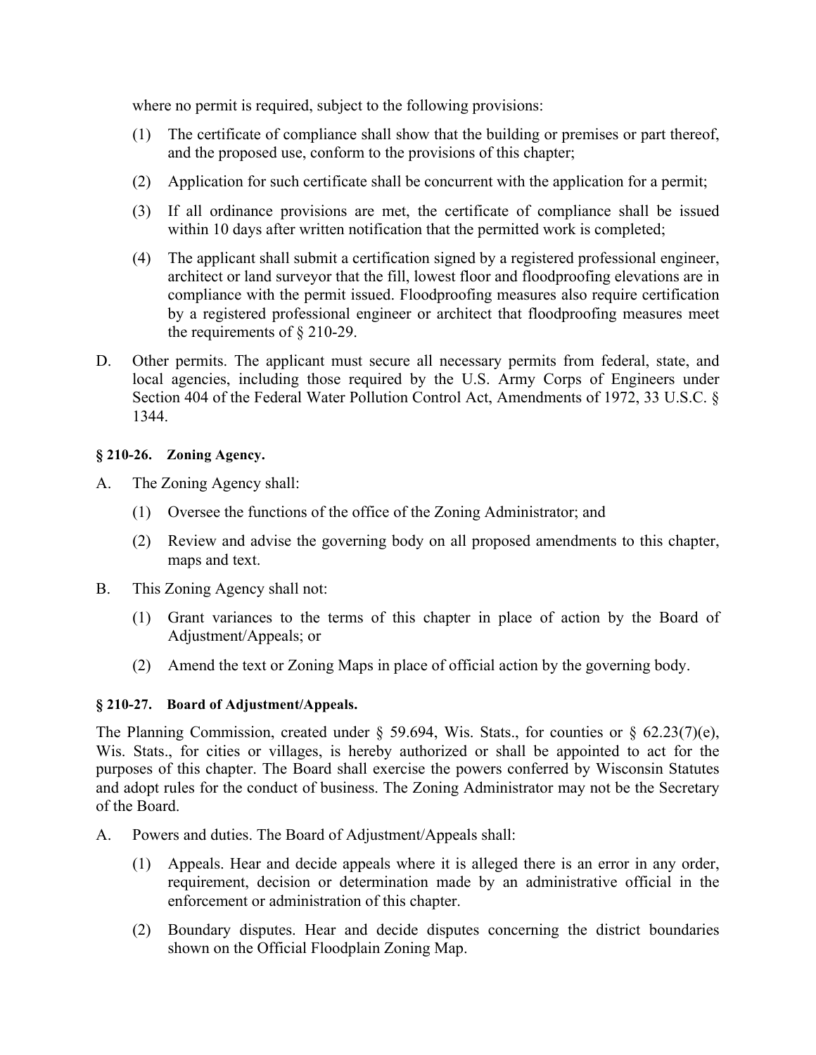where no permit is required, subject to the following provisions:

(1) The certificate of compliance shall show that the building or premises or part thereof, and the proposed use, conform to the provisions of this chapter;

(2) Application for such certificate shall be concurrent with the application for a permit;

(3) If all ordinance provisions are met, the certificate of compliance shall be issued within 10 days after written notification that the permitted work is completed;

(4) The applicant shall submit a certification signed by a registered professional engineer, architect or land surveyor that the fill, lowest floor and floodproofing elevations are in compliance with the permit issued. Floodproofing measures also require certification by a registered professional engineer or architect that floodproofing measures meet the requirements of § 210-29.

D. Other permits. The applicant must secure all necessary permits from federal, state, and local agencies, including those required by the U.S. Army Corps of Engineers under Section 404 of the Federal Water Pollution Control Act, Amendments of 1972, 33 U.S.C. § 1344.

### § 210-26. Zoning Agency.

A. The Zoning Agency shall:

(1) Oversee the functions of the office of the Zoning Administrator; and

(2) Review and advise the governing body on all proposed amendments to this chapter, maps and text.

B. This Zoning Agency shall not:

(1) Grant variances to the terms of this chapter in place of action by the Board of Adjustment/Appeals; or

(2) Amend the text or Zoning Maps in place of official action by the governing body.

### § 210-27. Board of Adjustment/Appeals.

The Planning Commission, created under § 59.694, Wis. Stats., for counties or § 62.23(7)(e), Wis. Stats., for cities or villages, is hereby authorized or shall be appointed to act for the purposes of this chapter. The Board shall exercise the powers conferred by Wisconsin Statutes and adopt rules for the conduct of business. The Zoning Administrator may not be the Secretary of the Board.

A. Powers and duties. The Board of Adjustment/Appeals shall:

(1) Appeals. Hear and decide appeals where it is alleged there is an error in any order, requirement, decision or determination made by an administrative official in the enforcement or administration of this chapter.

(2) Boundary disputes. Hear and decide disputes concerning the district boundaries shown on the Official Floodplain Zoning Map.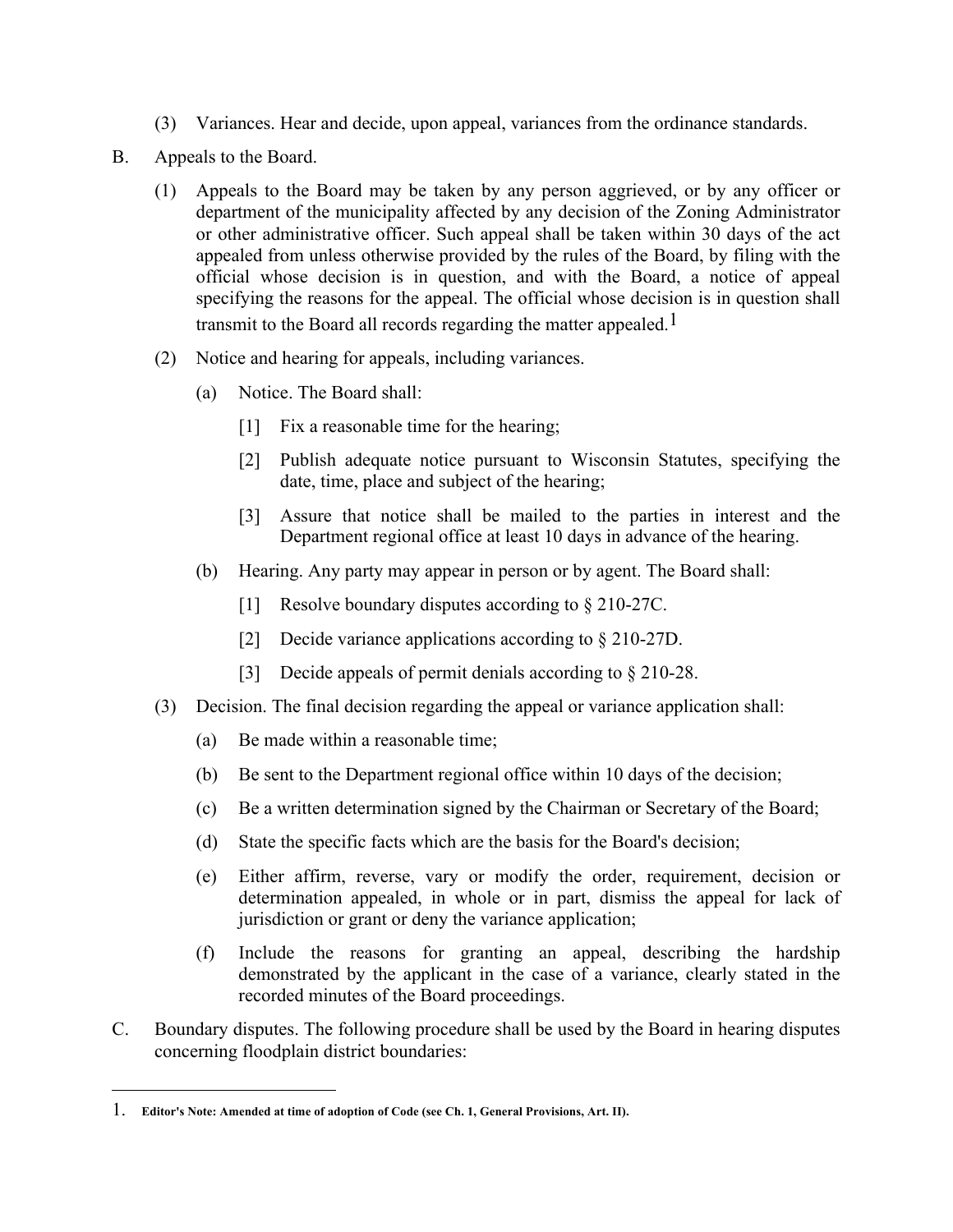(3) Variances. Hear and decide, upon appeal, variances from the ordinance standards.

B. Appeals to the Board.

(1) Appeals to the Board may be taken by any person aggrieved, or by any officer or department of the municipality affected by any decision of the Zoning Administrator or other administrative officer. Such appeal shall be taken within 30 days of the act appealed from unless otherwise provided by the rules of the Board, by filing with the official whose decision is in question, and with the Board, a notice of appeal specifying the reasons for the appeal. The official whose decision is in question shall transmit to the Board all records regarding the matter appealed.[1]

(2) Notice and hearing for appeals, including variances.

(a) Notice. The Board shall:

[1] Fix a reasonable time for the hearing;

[2] Publish adequate notice pursuant to Wisconsin Statutes, specifying the date, time, place and subject of the hearing;

[3] Assure that notice shall be mailed to the parties in interest and the Department regional office at least 10 days in advance of the hearing.

(b) Hearing. Any party may appear in person or by agent. The Board shall:

[1] Resolve boundary disputes according to § 210-27C.

[2] Decide variance applications according to § 210-27D.

[3] Decide appeals of permit denials according to § 210-28.

(3) Decision. The final decision regarding the appeal or variance application shall:

(a) Be made within a reasonable time;

(b) Be sent to the Department regional office within 10 days of the decision;

(c) Be a written determination signed by the Chairman or Secretary of the Board;

(d) State the specific facts which are the basis for the Board's decision;

(e) Either affirm, reverse, vary or modify the order, requirement, decision or determination appealed, in whole or in part, dismiss the appeal for lack of jurisdiction or grant or deny the variance application;

(f) Include the reasons for granting an appeal, describing the hardship demonstrated by the applicant in the case of a variance, clearly stated in the recorded minutes of the Board proceedings.

C. Boundary disputes. The following procedure shall be used by the Board in hearing disputes concerning floodplain district boundaries:

---

1. **Editor's Note: Amended at time of adoption of Code (see Ch. 1, General Provisions, Art. II).**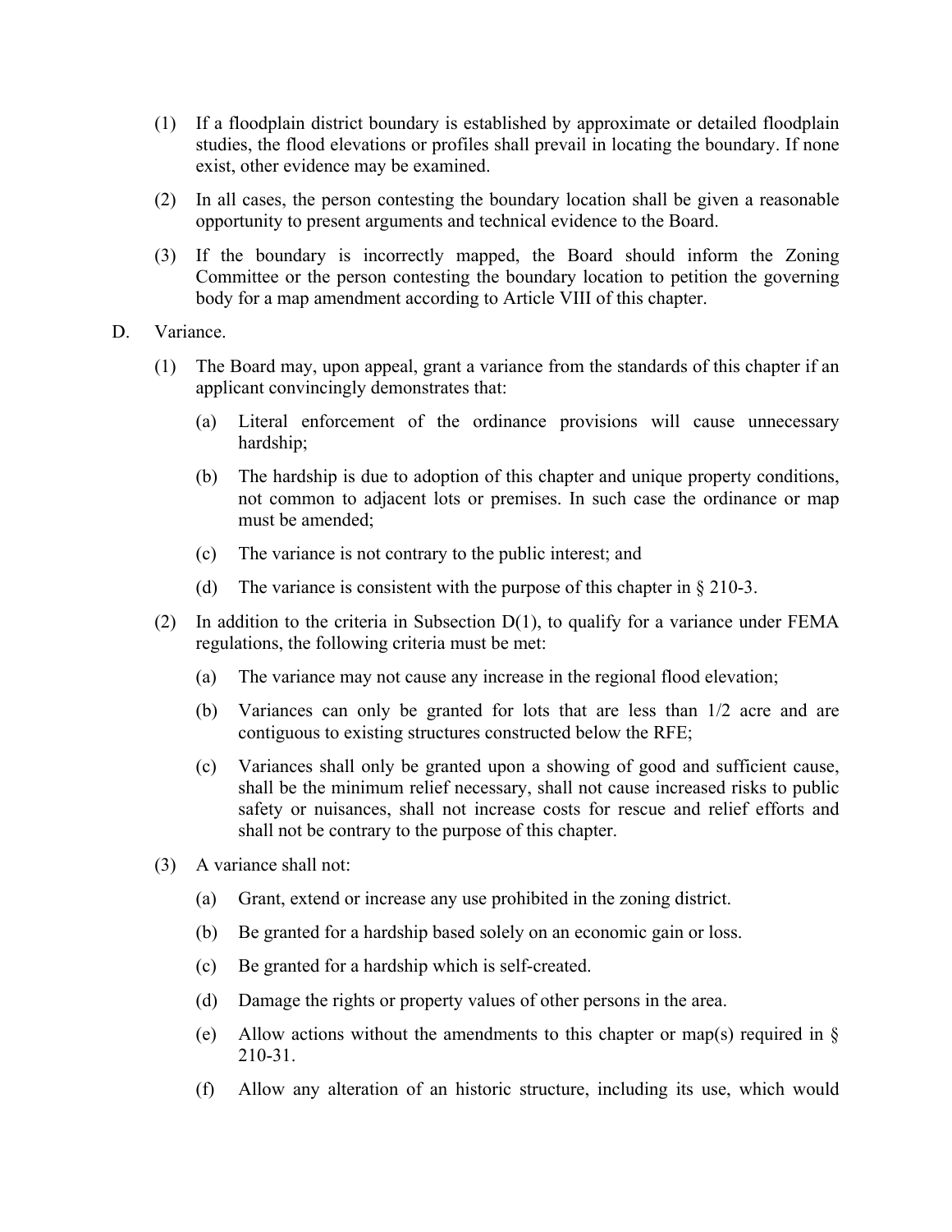(1) If a floodplain district boundary is established by approximate or detailed floodplain studies, the flood elevations or profiles shall prevail in locating the boundary. If none exist, other evidence may be examined.

(2) In all cases, the person contesting the boundary location shall be given a reasonable opportunity to present arguments and technical evidence to the Board.

(3) If the boundary is incorrectly mapped, the Board should inform the Zoning Committee or the person contesting the boundary location to petition the governing body for a map amendment according to Article VIII of this chapter.

D. Variance.

(1) The Board may, upon appeal, grant a variance from the standards of this chapter if an applicant convincingly demonstrates that:

(a) Literal enforcement of the ordinance provisions will cause unnecessary hardship;

(b) The hardship is due to adoption of this chapter and unique property conditions, not common to adjacent lots or premises. In such case the ordinance or map must be amended;

(c) The variance is not contrary to the public interest; and

(d) The variance is consistent with the purpose of this chapter in § 210-3.

(2) In addition to the criteria in Subsection D(1), to qualify for a variance under FEMA regulations, the following criteria must be met:

(a) The variance may not cause any increase in the regional flood elevation;

(b) Variances can only be granted for lots that are less than 1/2 acre and are contiguous to existing structures constructed below the RFE;

(c) Variances shall only be granted upon a showing of good and sufficient cause, shall be the minimum relief necessary, shall not cause increased risks to public safety or nuisances, shall not increase costs for rescue and relief efforts and shall not be contrary to the purpose of this chapter.

(3) A variance shall not:

(a) Grant, extend or increase any use prohibited in the zoning district.

(b) Be granted for a hardship based solely on an economic gain or loss.

(c) Be granted for a hardship which is self-created.

(d) Damage the rights or property values of other persons in the area.

(e) Allow actions without the amendments to this chapter or map(s) required in § 210-31.

(f) Allow any alteration of an historic structure, including its use, which would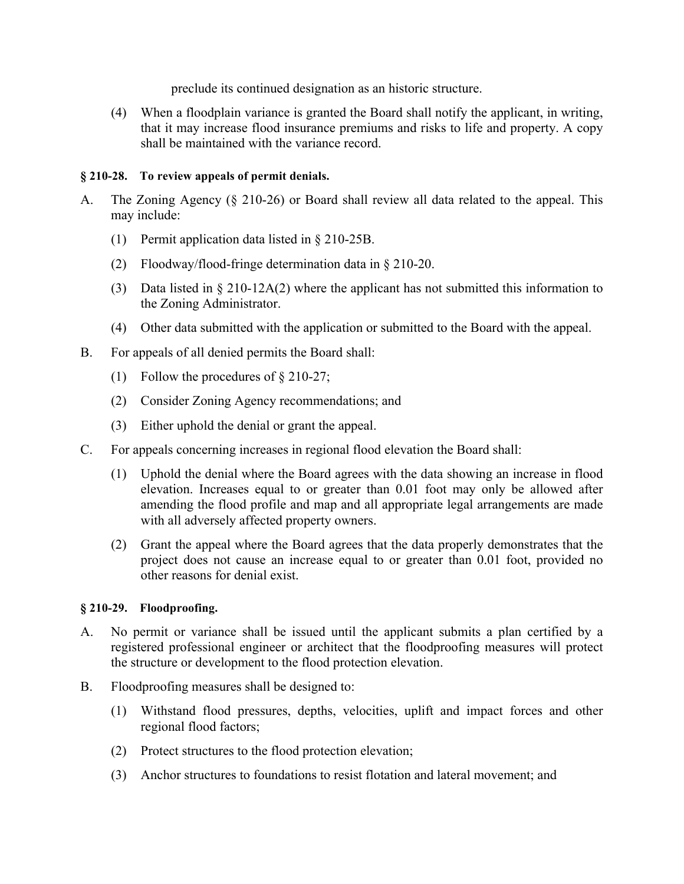preclude its continued designation as an historic structure.

(4) When a floodplain variance is granted the Board shall notify the applicant, in writing, that it may increase flood insurance premiums and risks to life and property. A copy shall be maintained with the variance record.

#### § 210-28. To review appeals of permit denials.

A. The Zoning Agency (§ 210-26) or Board shall review all data related to the appeal. This may include:

(1) Permit application data listed in § 210-25B.

(2) Floodway/flood-fringe determination data in § 210-20.

(3) Data listed in § 210-12A(2) where the applicant has not submitted this information to the Zoning Administrator.

(4) Other data submitted with the application or submitted to the Board with the appeal.

B. For appeals of all denied permits the Board shall:

(1) Follow the procedures of § 210-27;

(2) Consider Zoning Agency recommendations; and

(3) Either uphold the denial or grant the appeal.

C. For appeals concerning increases in regional flood elevation the Board shall:

(1) Uphold the denial where the Board agrees with the data showing an increase in flood elevation. Increases equal to or greater than 0.01 foot may only be allowed after amending the flood profile and map and all appropriate legal arrangements are made with all adversely affected property owners.

(2) Grant the appeal where the Board agrees that the data properly demonstrates that the project does not cause an increase equal to or greater than 0.01 foot, provided no other reasons for denial exist.

#### § 210-29. Floodproofing.

A. No permit or variance shall be issued until the applicant submits a plan certified by a registered professional engineer or architect that the floodproofing measures will protect the structure or development to the flood protection elevation.

B. Floodproofing measures shall be designed to:

(1) Withstand flood pressures, depths, velocities, uplift and impact forces and other regional flood factors;

(2) Protect structures to the flood protection elevation;

(3) Anchor structures to foundations to resist flotation and lateral movement; and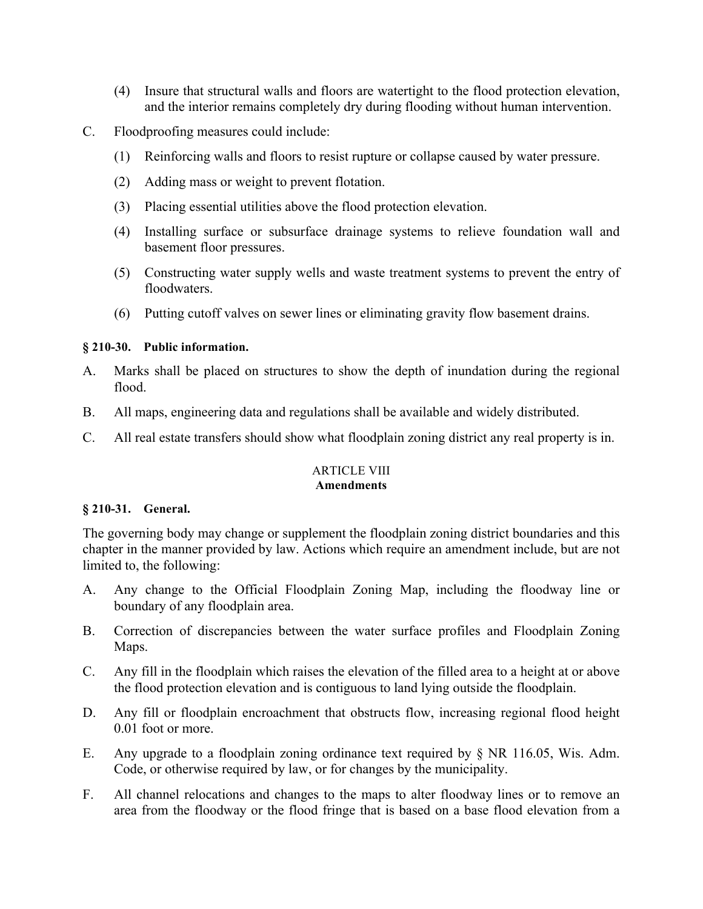(4) Insure that structural walls and floors are watertight to the flood protection elevation, and the interior remains completely dry during flooding without human intervention.

C. Floodproofing measures could include:

(1) Reinforcing walls and floors to resist rupture or collapse caused by water pressure.

(2) Adding mass or weight to prevent flotation.

(3) Placing essential utilities above the flood protection elevation.

(4) Installing surface or subsurface drainage systems to relieve foundation wall and basement floor pressures.

(5) Constructing water supply wells and waste treatment systems to prevent the entry of floodwaters.

(6) Putting cutoff valves on sewer lines or eliminating gravity flow basement drains.

**§ 210-30. Public information.**

A. Marks shall be placed on structures to show the depth of inundation during the regional flood.

B. All maps, engineering data and regulations shall be available and widely distributed.

C. All real estate transfers should show what floodplain zoning district any real property is in.

## ARTICLE VIII
## Amendments

**§ 210-31. General.**

The governing body may change or supplement the floodplain zoning district boundaries and this chapter in the manner provided by law. Actions which require an amendment include, but are not limited to, the following:

A. Any change to the Official Floodplain Zoning Map, including the floodway line or boundary of any floodplain area.

B. Correction of discrepancies between the water surface profiles and Floodplain Zoning Maps.

C. Any fill in the floodplain which raises the elevation of the filled area to a height at or above the flood protection elevation and is contiguous to land lying outside the floodplain.

D. Any fill or floodplain encroachment that obstructs flow, increasing regional flood height 0.01 foot or more.

E. Any upgrade to a floodplain zoning ordinance text required by § NR 116.05, Wis. Adm. Code, or otherwise required by law, or for changes by the municipality.

F. All channel relocations and changes to the maps to alter floodway lines or to remove an area from the floodway or the flood fringe that is based on a base flood elevation from a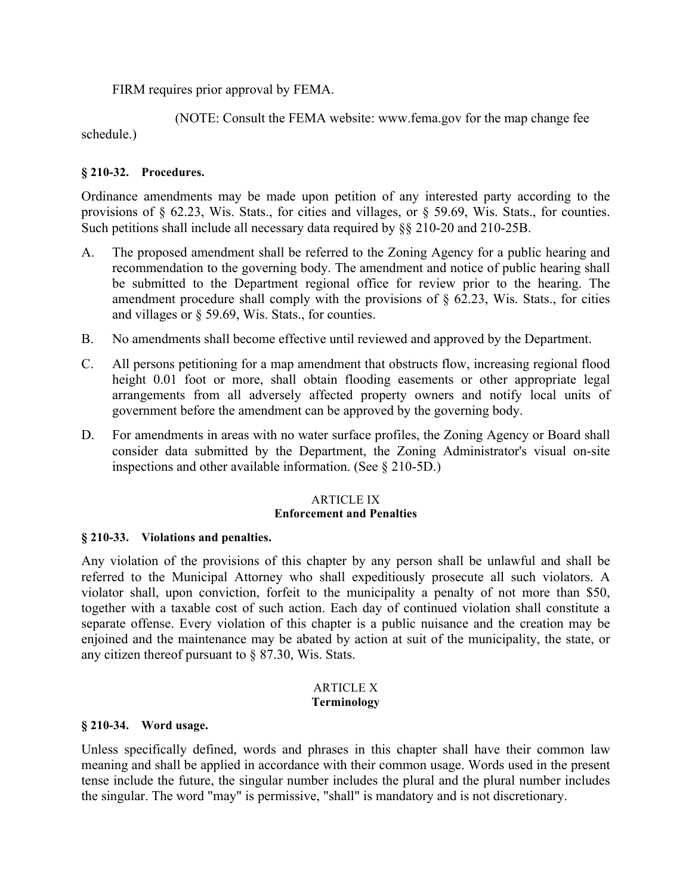FIRM requires prior approval by FEMA.

(NOTE: Consult the FEMA website: www.fema.gov for the map change fee schedule.)

**§ 210-32. Procedures.**

Ordinance amendments may be made upon petition of any interested party according to the provisions of § 62.23, Wis. Stats., for cities and villages, or § 59.69, Wis. Stats., for counties. Such petitions shall include all necessary data required by §§ 210-20 and 210-25B.

A. The proposed amendment shall be referred to the Zoning Agency for a public hearing and recommendation to the governing body. The amendment and notice of public hearing shall be submitted to the Department regional office for review prior to the hearing. The amendment procedure shall comply with the provisions of § 62.23, Wis. Stats., for cities and villages or § 59.69, Wis. Stats., for counties.

B. No amendments shall become effective until reviewed and approved by the Department.

C. All persons petitioning for a map amendment that obstructs flow, increasing regional flood height 0.01 foot or more, shall obtain flooding easements or other appropriate legal arrangements from all adversely affected property owners and notify local units of government before the amendment can be approved by the governing body.

D. For amendments in areas with no water surface profiles, the Zoning Agency or Board shall consider data submitted by the Department, the Zoning Administrator's visual on-site inspections and other available information. (See § 210-5D.)

## ARTICLE IX
## Enforcement and Penalties

**§ 210-33. Violations and penalties.**

Any violation of the provisions of this chapter by any person shall be unlawful and shall be referred to the Municipal Attorney who shall expeditiously prosecute all such violators. A violator shall, upon conviction, forfeit to the municipality a penalty of not more than $50, together with a taxable cost of such action. Each day of continued violation shall constitute a separate offense. Every violation of this chapter is a public nuisance and the creation may be enjoined and the maintenance may be abated by action at suit of the municipality, the state, or any citizen thereof pursuant to § 87.30, Wis. Stats.

## ARTICLE X
## Terminology

**§ 210-34. Word usage.**

Unless specifically defined, words and phrases in this chapter shall have their common law meaning and shall be applied in accordance with their common usage. Words used in the present tense include the future, the singular number includes the plural and the plural number includes the singular. The word "may" is permissive, "shall" is mandatory and is not discretionary.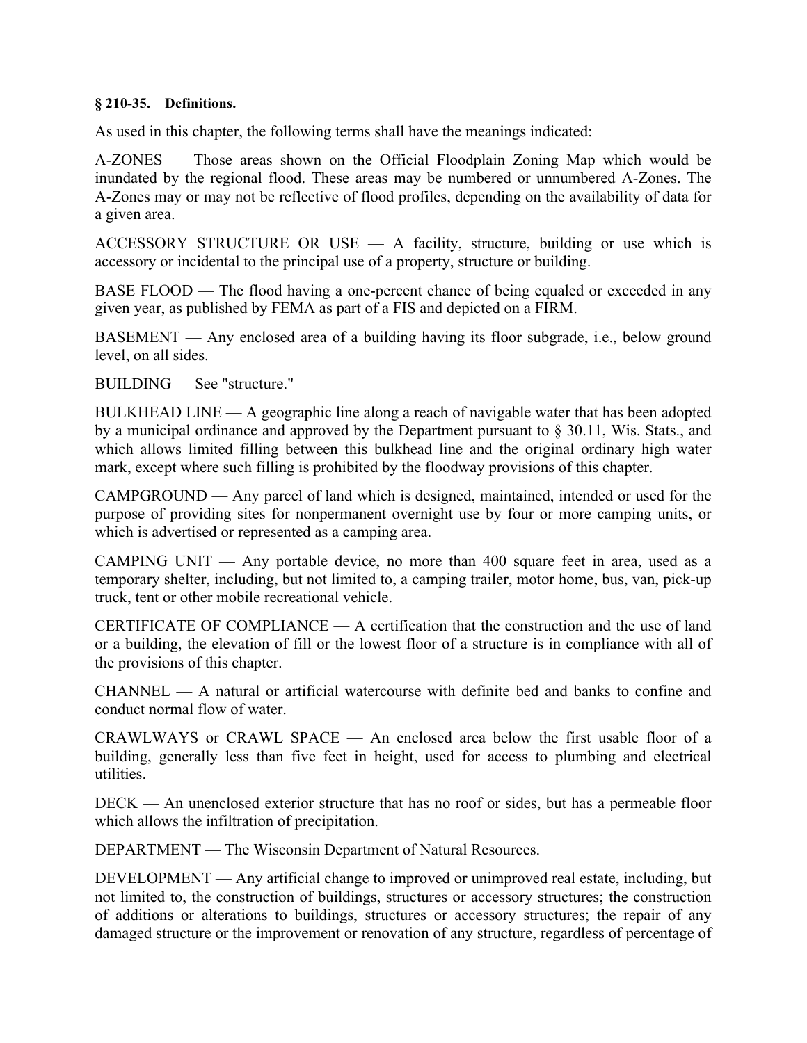**§ 210-35. Definitions.**

As used in this chapter, the following terms shall have the meanings indicated:

A-ZONES — Those areas shown on the Official Floodplain Zoning Map which would be inundated by the regional flood. These areas may be numbered or unnumbered A-Zones. The A-Zones may or may not be reflective of flood profiles, depending on the availability of data for a given area.

ACCESSORY STRUCTURE OR USE — A facility, structure, building or use which is accessory or incidental to the principal use of a property, structure or building.

BASE FLOOD — The flood having a one-percent chance of being equaled or exceeded in any given year, as published by FEMA as part of a FIS and depicted on a FIRM.

BASEMENT — Any enclosed area of a building having its floor subgrade, i.e., below ground level, on all sides.

BUILDING — See "structure."

BULKHEAD LINE — A geographic line along a reach of navigable water that has been adopted by a municipal ordinance and approved by the Department pursuant to § 30.11, Wis. Stats., and which allows limited filling between this bulkhead line and the original ordinary high water mark, except where such filling is prohibited by the floodway provisions of this chapter.

CAMPGROUND — Any parcel of land which is designed, maintained, intended or used for the purpose of providing sites for nonpermanent overnight use by four or more camping units, or which is advertised or represented as a camping area.

CAMPING UNIT — Any portable device, no more than 400 square feet in area, used as a temporary shelter, including, but not limited to, a camping trailer, motor home, bus, van, pick-up truck, tent or other mobile recreational vehicle.

CERTIFICATE OF COMPLIANCE — A certification that the construction and the use of land or a building, the elevation of fill or the lowest floor of a structure is in compliance with all of the provisions of this chapter.

CHANNEL — A natural or artificial watercourse with definite bed and banks to confine and conduct normal flow of water.

CRAWLWAYS or CRAWL SPACE — An enclosed area below the first usable floor of a building, generally less than five feet in height, used for access to plumbing and electrical utilities.

DECK — An unenclosed exterior structure that has no roof or sides, but has a permeable floor which allows the infiltration of precipitation.

DEPARTMENT — The Wisconsin Department of Natural Resources.

DEVELOPMENT — Any artificial change to improved or unimproved real estate, including, but not limited to, the construction of buildings, structures or accessory structures; the construction of additions or alterations to buildings, structures or accessory structures; the repair of any damaged structure or the improvement or renovation of any structure, regardless of percentage of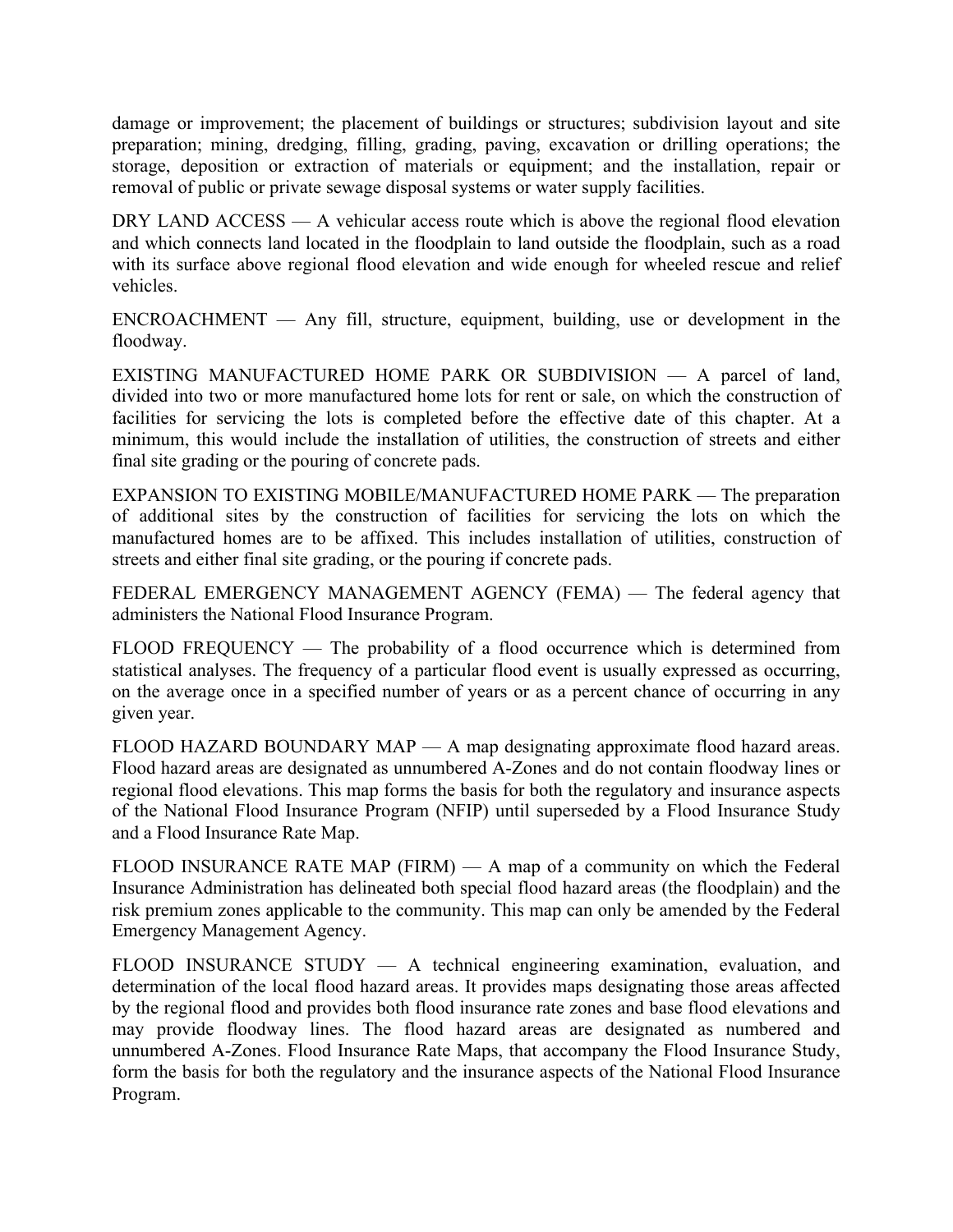damage or improvement; the placement of buildings or structures; subdivision layout and site preparation; mining, dredging, filling, grading, paving, excavation or drilling operations; the storage, deposition or extraction of materials or equipment; and the installation, repair or removal of public or private sewage disposal systems or water supply facilities.

DRY LAND ACCESS — A vehicular access route which is above the regional flood elevation and which connects land located in the floodplain to land outside the floodplain, such as a road with its surface above regional flood elevation and wide enough for wheeled rescue and relief vehicles.

ENCROACHMENT — Any fill, structure, equipment, building, use or development in the floodway.

EXISTING MANUFACTURED HOME PARK OR SUBDIVISION — A parcel of land, divided into two or more manufactured home lots for rent or sale, on which the construction of facilities for servicing the lots is completed before the effective date of this chapter. At a minimum, this would include the installation of utilities, the construction of streets and either final site grading or the pouring of concrete pads.

EXPANSION TO EXISTING MOBILE/MANUFACTURED HOME PARK — The preparation of additional sites by the construction of facilities for servicing the lots on which the manufactured homes are to be affixed. This includes installation of utilities, construction of streets and either final site grading, or the pouring if concrete pads.

FEDERAL EMERGENCY MANAGEMENT AGENCY (FEMA) — The federal agency that administers the National Flood Insurance Program.

FLOOD FREQUENCY — The probability of a flood occurrence which is determined from statistical analyses. The frequency of a particular flood event is usually expressed as occurring, on the average once in a specified number of years or as a percent chance of occurring in any given year.

FLOOD HAZARD BOUNDARY MAP — A map designating approximate flood hazard areas. Flood hazard areas are designated as unnumbered A-Zones and do not contain floodway lines or regional flood elevations. This map forms the basis for both the regulatory and insurance aspects of the National Flood Insurance Program (NFIP) until superseded by a Flood Insurance Study and a Flood Insurance Rate Map.

FLOOD INSURANCE RATE MAP (FIRM) — A map of a community on which the Federal Insurance Administration has delineated both special flood hazard areas (the floodplain) and the risk premium zones applicable to the community. This map can only be amended by the Federal Emergency Management Agency.

FLOOD INSURANCE STUDY — A technical engineering examination, evaluation, and determination of the local flood hazard areas. It provides maps designating those areas affected by the regional flood and provides both flood insurance rate zones and base flood elevations and may provide floodway lines. The flood hazard areas are designated as numbered and unnumbered A-Zones. Flood Insurance Rate Maps, that accompany the Flood Insurance Study, form the basis for both the regulatory and the insurance aspects of the National Flood Insurance Program.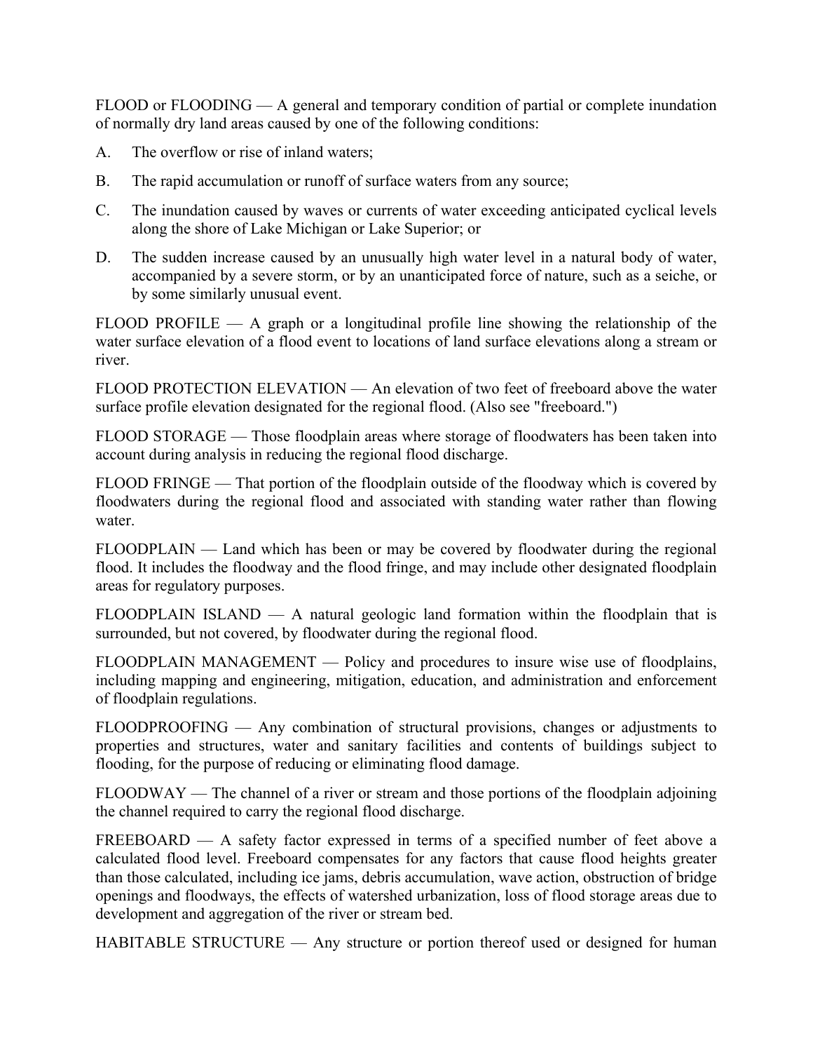FLOOD or FLOODING — A general and temporary condition of partial or complete inundation of normally dry land areas caused by one of the following conditions:

A. The overflow or rise of inland waters;

B. The rapid accumulation or runoff of surface waters from any source;

C. The inundation caused by waves or currents of water exceeding anticipated cyclical levels along the shore of Lake Michigan or Lake Superior; or

D. The sudden increase caused by an unusually high water level in a natural body of water, accompanied by a severe storm, or by an unanticipated force of nature, such as a seiche, or by some similarly unusual event.

FLOOD PROFILE — A graph or a longitudinal profile line showing the relationship of the water surface elevation of a flood event to locations of land surface elevations along a stream or river.

FLOOD PROTECTION ELEVATION — An elevation of two feet of freeboard above the water surface profile elevation designated for the regional flood. (Also see "freeboard.")

FLOOD STORAGE — Those floodplain areas where storage of floodwaters has been taken into account during analysis in reducing the regional flood discharge.

FLOOD FRINGE — That portion of the floodplain outside of the floodway which is covered by floodwaters during the regional flood and associated with standing water rather than flowing water.

FLOODPLAIN — Land which has been or may be covered by floodwater during the regional flood. It includes the floodway and the flood fringe, and may include other designated floodplain areas for regulatory purposes.

FLOODPLAIN ISLAND — A natural geologic land formation within the floodplain that is surrounded, but not covered, by floodwater during the regional flood.

FLOODPLAIN MANAGEMENT — Policy and procedures to insure wise use of floodplains, including mapping and engineering, mitigation, education, and administration and enforcement of floodplain regulations.

FLOODPROOFING — Any combination of structural provisions, changes or adjustments to properties and structures, water and sanitary facilities and contents of buildings subject to flooding, for the purpose of reducing or eliminating flood damage.

FLOODWAY — The channel of a river or stream and those portions of the floodplain adjoining the channel required to carry the regional flood discharge.

FREEBOARD — A safety factor expressed in terms of a specified number of feet above a calculated flood level. Freeboard compensates for any factors that cause flood heights greater than those calculated, including ice jams, debris accumulation, wave action, obstruction of bridge openings and floodways, the effects of watershed urbanization, loss of flood storage areas due to development and aggregation of the river or stream bed.

HABITABLE STRUCTURE — Any structure or portion thereof used or designed for human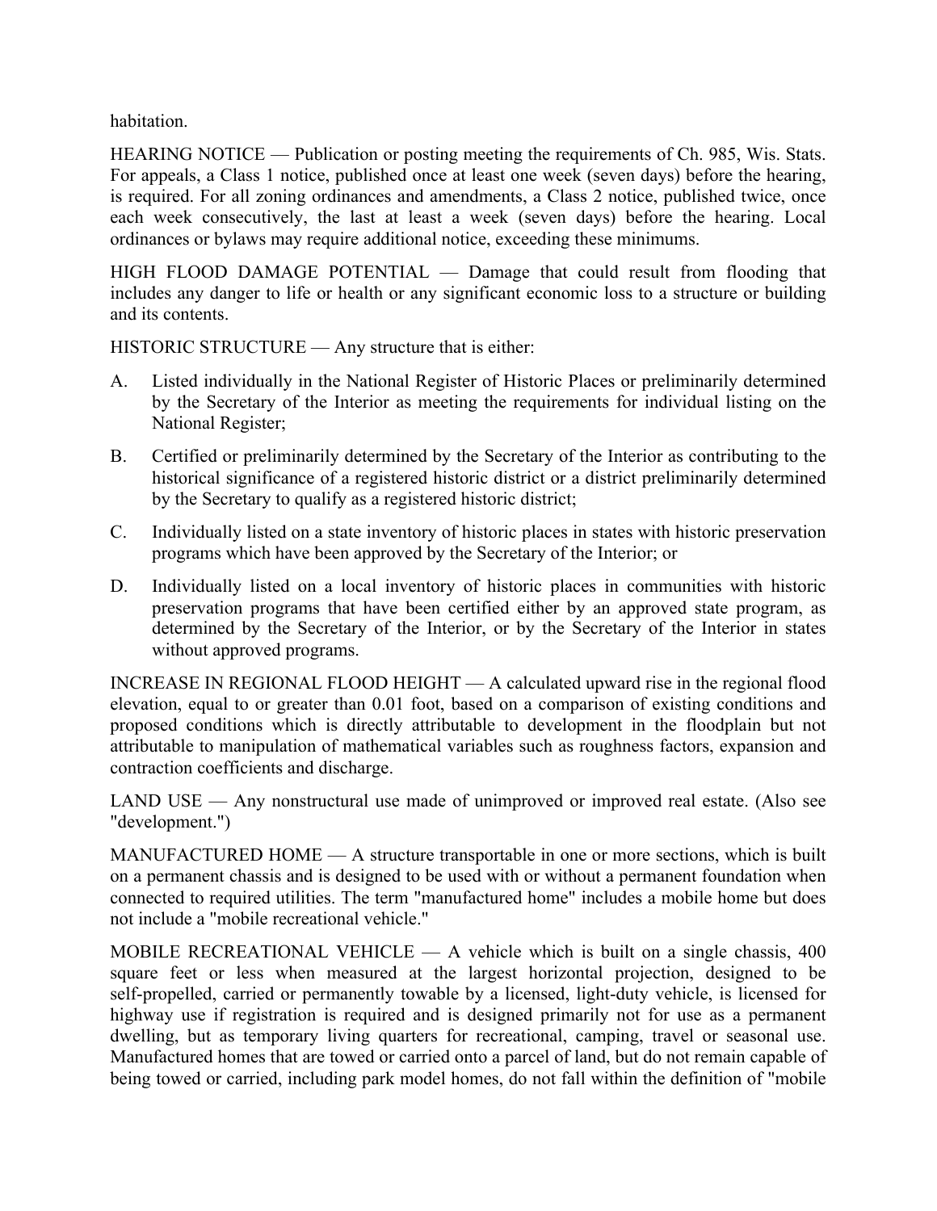habitation.

HEARING NOTICE — Publication or posting meeting the requirements of Ch. 985, Wis. Stats. For appeals, a Class 1 notice, published once at least one week (seven days) before the hearing, is required. For all zoning ordinances and amendments, a Class 2 notice, published twice, once each week consecutively, the last at least a week (seven days) before the hearing. Local ordinances or bylaws may require additional notice, exceeding these minimums.

HIGH FLOOD DAMAGE POTENTIAL — Damage that could result from flooding that includes any danger to life or health or any significant economic loss to a structure or building and its contents.

HISTORIC STRUCTURE — Any structure that is either:

A. Listed individually in the National Register of Historic Places or preliminarily determined by the Secretary of the Interior as meeting the requirements for individual listing on the National Register;

B. Certified or preliminarily determined by the Secretary of the Interior as contributing to the historical significance of a registered historic district or a district preliminarily determined by the Secretary to qualify as a registered historic district;

C. Individually listed on a state inventory of historic places in states with historic preservation programs which have been approved by the Secretary of the Interior; or

D. Individually listed on a local inventory of historic places in communities with historic preservation programs that have been certified either by an approved state program, as determined by the Secretary of the Interior, or by the Secretary of the Interior in states without approved programs.

INCREASE IN REGIONAL FLOOD HEIGHT — A calculated upward rise in the regional flood elevation, equal to or greater than 0.01 foot, based on a comparison of existing conditions and proposed conditions which is directly attributable to development in the floodplain but not attributable to manipulation of mathematical variables such as roughness factors, expansion and contraction coefficients and discharge.

LAND USE — Any nonstructural use made of unimproved or improved real estate. (Also see "development.")

MANUFACTURED HOME — A structure transportable in one or more sections, which is built on a permanent chassis and is designed to be used with or without a permanent foundation when connected to required utilities. The term "manufactured home" includes a mobile home but does not include a "mobile recreational vehicle."

MOBILE RECREATIONAL VEHICLE — A vehicle which is built on a single chassis, 400 square feet or less when measured at the largest horizontal projection, designed to be self-propelled, carried or permanently towable by a licensed, light-duty vehicle, is licensed for highway use if registration is required and is designed primarily not for use as a permanent dwelling, but as temporary living quarters for recreational, camping, travel or seasonal use. Manufactured homes that are towed or carried onto a parcel of land, but do not remain capable of being towed or carried, including park model homes, do not fall within the definition of "mobile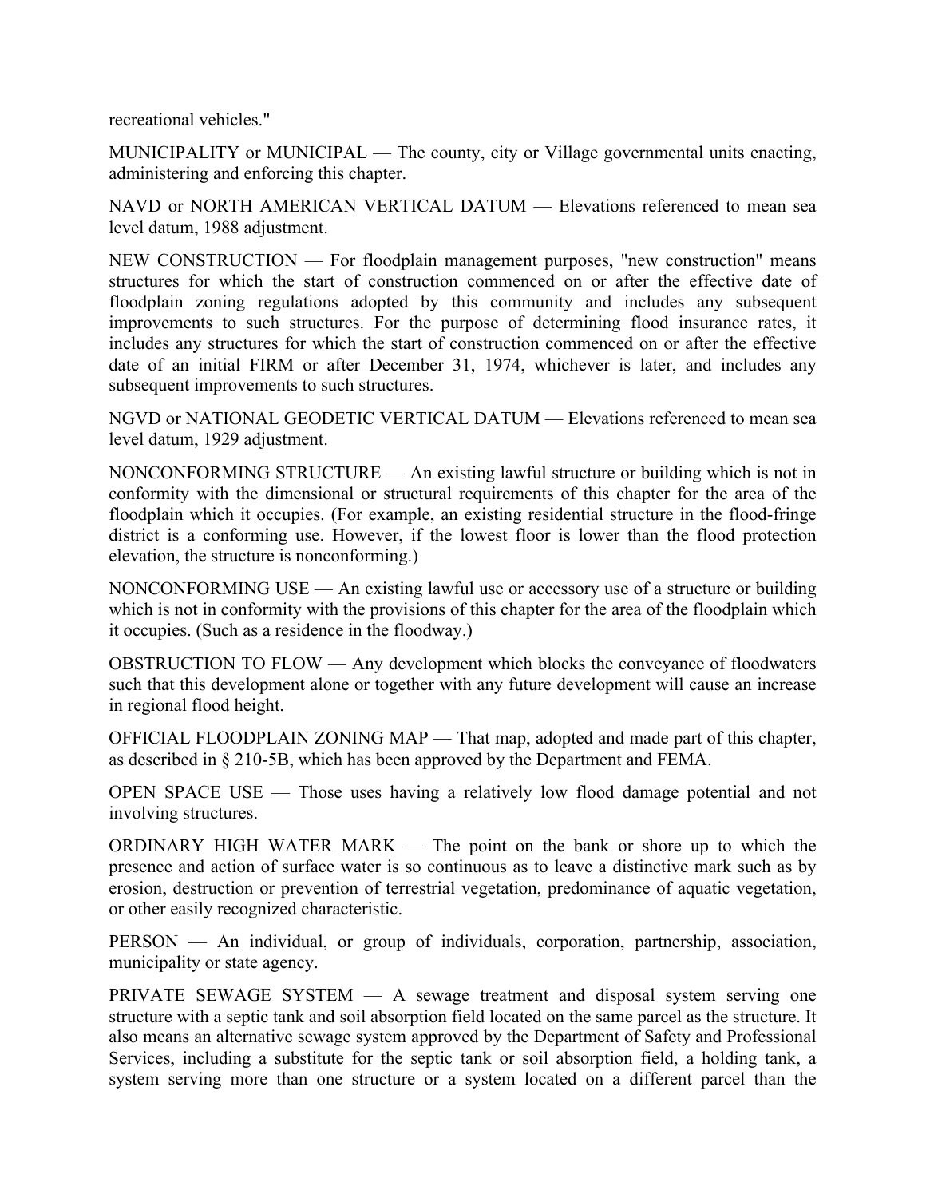recreational vehicles."

MUNICIPALITY or MUNICIPAL — The county, city or Village governmental units enacting, administering and enforcing this chapter.

NAVD or NORTH AMERICAN VERTICAL DATUM — Elevations referenced to mean sea level datum, 1988 adjustment.

NEW CONSTRUCTION — For floodplain management purposes, "new construction" means structures for which the start of construction commenced on or after the effective date of floodplain zoning regulations adopted by this community and includes any subsequent improvements to such structures. For the purpose of determining flood insurance rates, it includes any structures for which the start of construction commenced on or after the effective date of an initial FIRM or after December 31, 1974, whichever is later, and includes any subsequent improvements to such structures.

NGVD or NATIONAL GEODETIC VERTICAL DATUM — Elevations referenced to mean sea level datum, 1929 adjustment.

NONCONFORMING STRUCTURE — An existing lawful structure or building which is not in conformity with the dimensional or structural requirements of this chapter for the area of the floodplain which it occupies. (For example, an existing residential structure in the flood-fringe district is a conforming use. However, if the lowest floor is lower than the flood protection elevation, the structure is nonconforming.)

NONCONFORMING USE — An existing lawful use or accessory use of a structure or building which is not in conformity with the provisions of this chapter for the area of the floodplain which it occupies. (Such as a residence in the floodway.)

OBSTRUCTION TO FLOW — Any development which blocks the conveyance of floodwaters such that this development alone or together with any future development will cause an increase in regional flood height.

OFFICIAL FLOODPLAIN ZONING MAP — That map, adopted and made part of this chapter, as described in § 210-5B, which has been approved by the Department and FEMA.

OPEN SPACE USE — Those uses having a relatively low flood damage potential and not involving structures.

ORDINARY HIGH WATER MARK — The point on the bank or shore up to which the presence and action of surface water is so continuous as to leave a distinctive mark such as by erosion, destruction or prevention of terrestrial vegetation, predominance of aquatic vegetation, or other easily recognized characteristic.

PERSON — An individual, or group of individuals, corporation, partnership, association, municipality or state agency.

PRIVATE SEWAGE SYSTEM — A sewage treatment and disposal system serving one structure with a septic tank and soil absorption field located on the same parcel as the structure. It also means an alternative sewage system approved by the Department of Safety and Professional Services, including a substitute for the septic tank or soil absorption field, a holding tank, a system serving more than one structure or a system located on a different parcel than the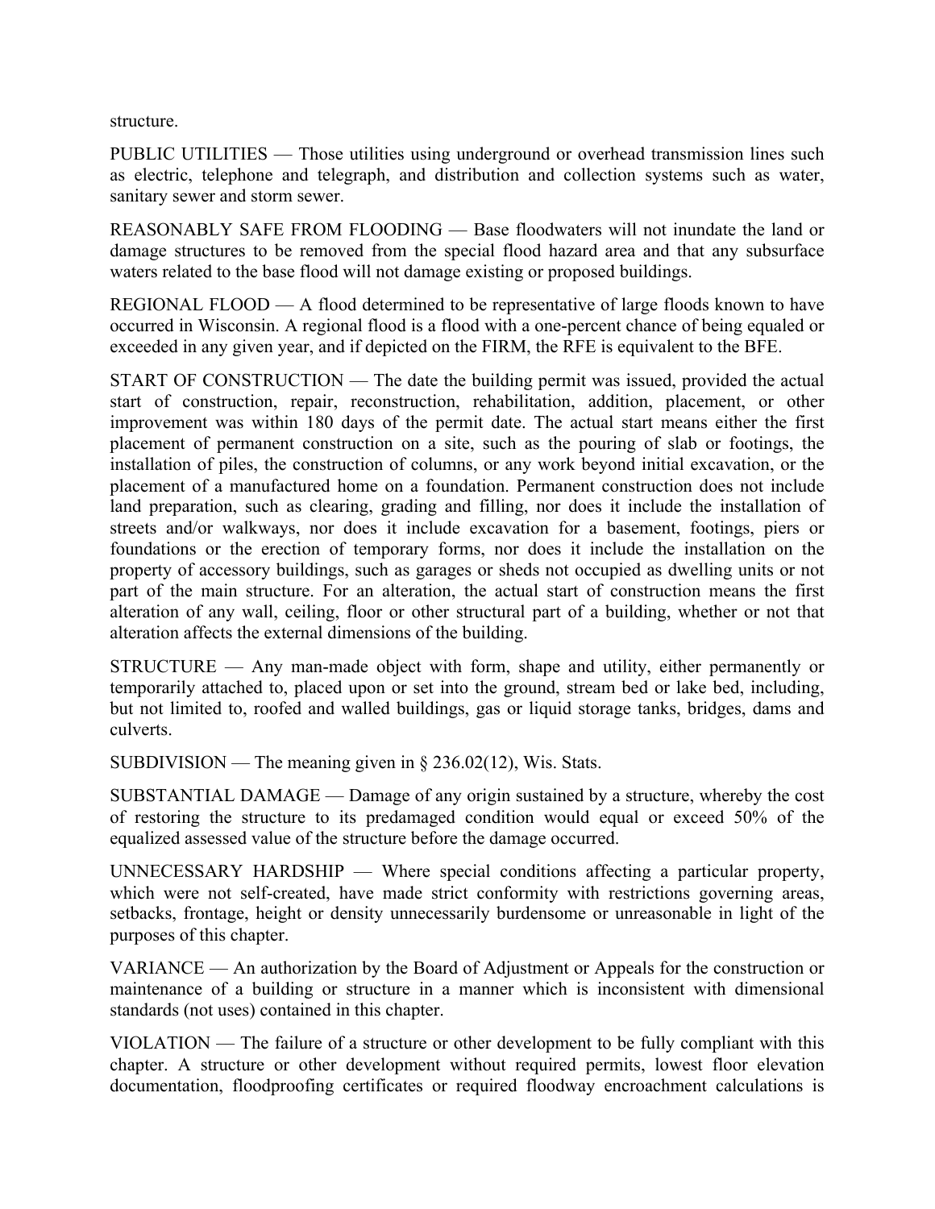structure.

PUBLIC UTILITIES — Those utilities using underground or overhead transmission lines such as electric, telephone and telegraph, and distribution and collection systems such as water, sanitary sewer and storm sewer.

REASONABLY SAFE FROM FLOODING — Base floodwaters will not inundate the land or damage structures to be removed from the special flood hazard area and that any subsurface waters related to the base flood will not damage existing or proposed buildings.

REGIONAL FLOOD — A flood determined to be representative of large floods known to have occurred in Wisconsin. A regional flood is a flood with a one-percent chance of being equaled or exceeded in any given year, and if depicted on the FIRM, the RFE is equivalent to the BFE.

START OF CONSTRUCTION — The date the building permit was issued, provided the actual start of construction, repair, reconstruction, rehabilitation, addition, placement, or other improvement was within 180 days of the permit date. The actual start means either the first placement of permanent construction on a site, such as the pouring of slab or footings, the installation of piles, the construction of columns, or any work beyond initial excavation, or the placement of a manufactured home on a foundation. Permanent construction does not include land preparation, such as clearing, grading and filling, nor does it include the installation of streets and/or walkways, nor does it include excavation for a basement, footings, piers or foundations or the erection of temporary forms, nor does it include the installation on the property of accessory buildings, such as garages or sheds not occupied as dwelling units or not part of the main structure. For an alteration, the actual start of construction means the first alteration of any wall, ceiling, floor or other structural part of a building, whether or not that alteration affects the external dimensions of the building.

STRUCTURE — Any man-made object with form, shape and utility, either permanently or temporarily attached to, placed upon or set into the ground, stream bed or lake bed, including, but not limited to, roofed and walled buildings, gas or liquid storage tanks, bridges, dams and culverts.

SUBDIVISION — The meaning given in § 236.02(12), Wis. Stats.

SUBSTANTIAL DAMAGE — Damage of any origin sustained by a structure, whereby the cost of restoring the structure to its predamaged condition would equal or exceed 50% of the equalized assessed value of the structure before the damage occurred.

UNNECESSARY HARDSHIP — Where special conditions affecting a particular property, which were not self-created, have made strict conformity with restrictions governing areas, setbacks, frontage, height or density unnecessarily burdensome or unreasonable in light of the purposes of this chapter.

VARIANCE — An authorization by the Board of Adjustment or Appeals for the construction or maintenance of a building or structure in a manner which is inconsistent with dimensional standards (not uses) contained in this chapter.

VIOLATION — The failure of a structure or other development to be fully compliant with this chapter. A structure or other development without required permits, lowest floor elevation documentation, floodproofing certificates or required floodway encroachment calculations is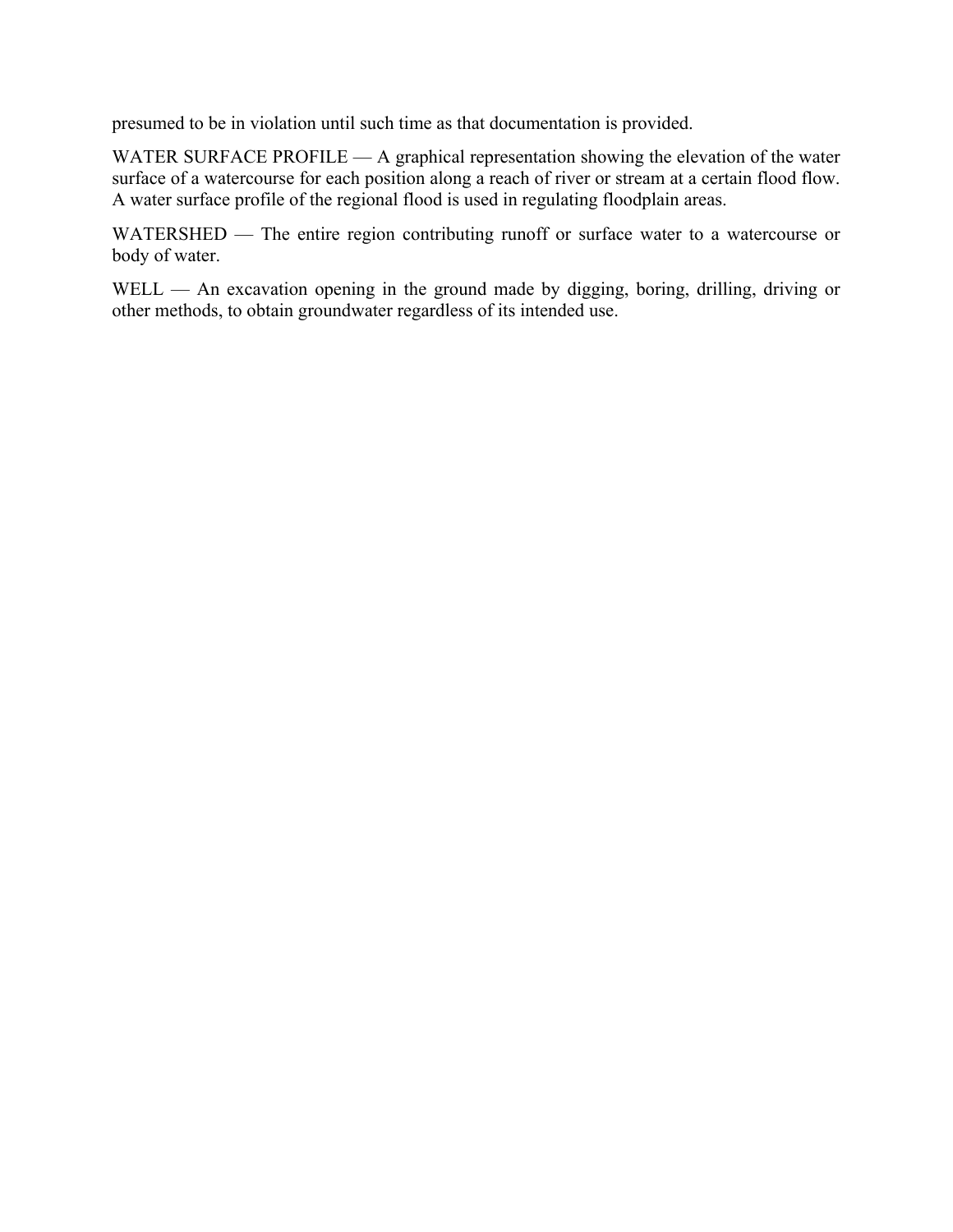presumed to be in violation until such time as that documentation is provided.

WATER SURFACE PROFILE — A graphical representation showing the elevation of the water surface of a watercourse for each position along a reach of river or stream at a certain flood flow. A water surface profile of the regional flood is used in regulating floodplain areas.

WATERSHED — The entire region contributing runoff or surface water to a watercourse or body of water.

WELL — An excavation opening in the ground made by digging, boring, drilling, driving or other methods, to obtain groundwater regardless of its intended use.